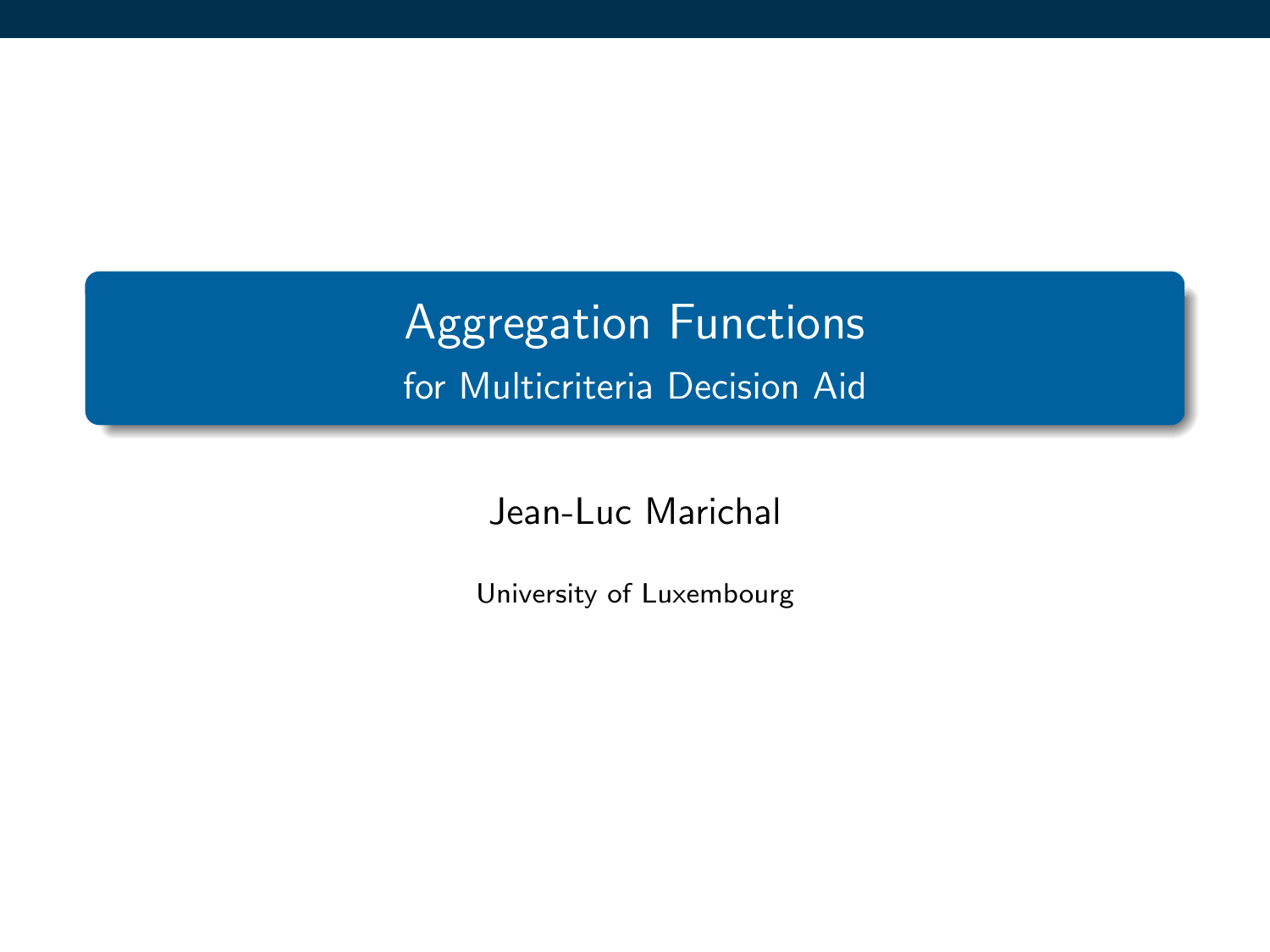# Aggregation Functions

## for Multicriteria Decision Aid

Jean-Luc Marichal

University of Luxembourg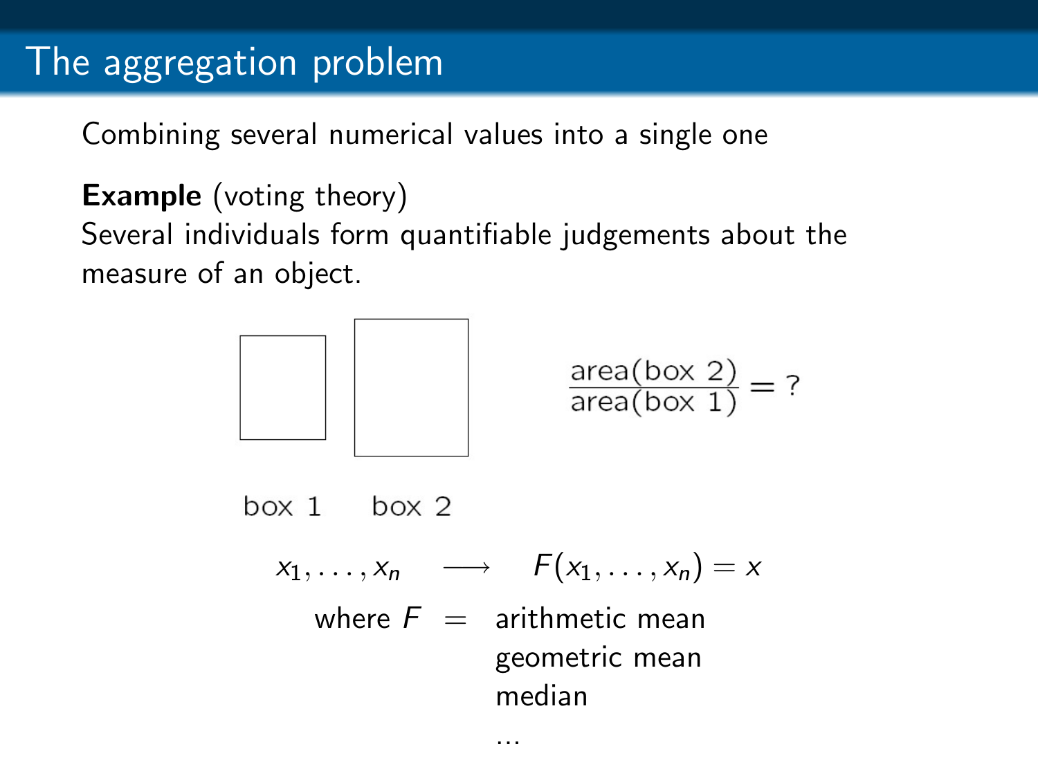# The aggregation problem

Combining several numerical values into a single one

**Example** (voting theory)
Several individuals form quantifiable judgements about the measure of an object.

box 1 box 2

$$\frac{\text{area(box 2)}}{\text{area(box 1)}} = ?$$

$$x_1, \ldots, x_n \quad \longrightarrow \quad F(x_1, \ldots, x_n) = x$$

where $F$ = arithmetic mean
geometric mean
median
...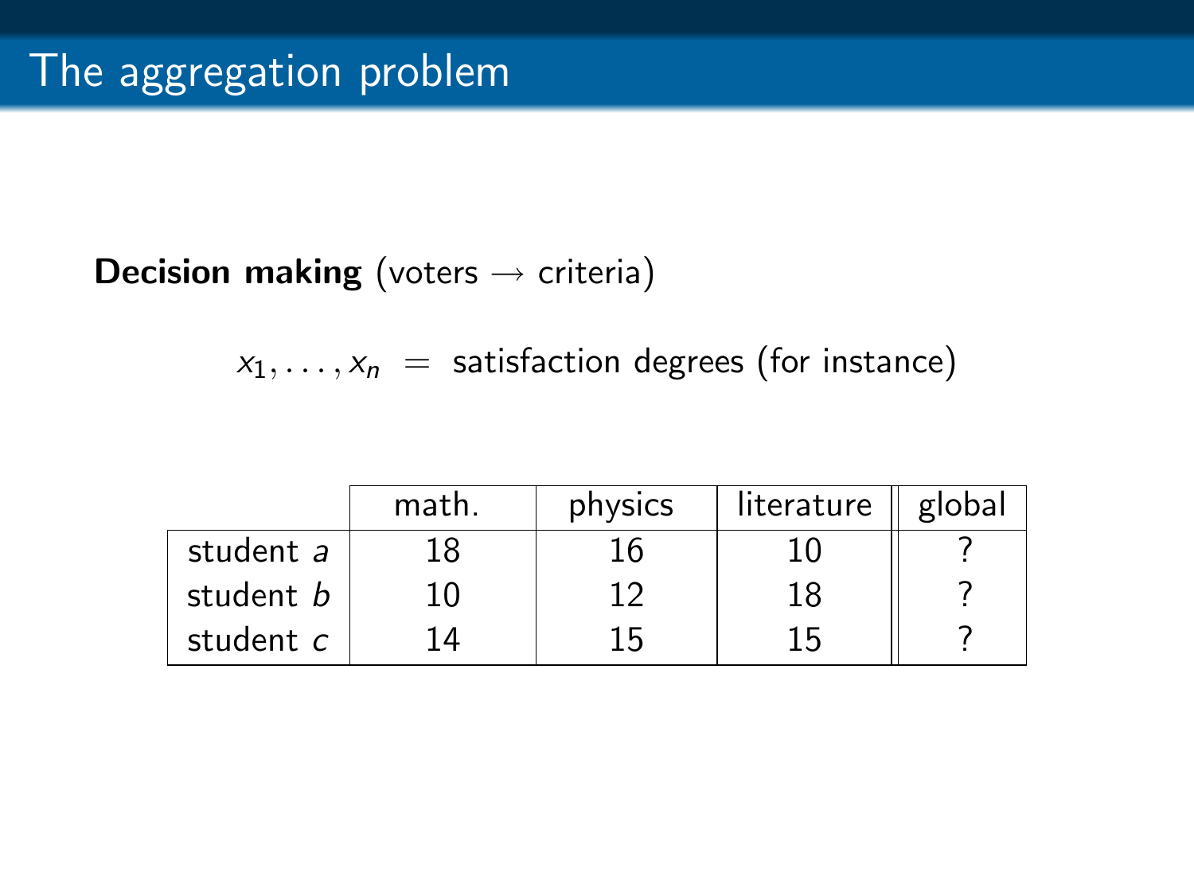# The aggregation problem

**Decision making** (voters → criteria)

$$x_1, \ldots, x_n \;=\; \text{satisfaction degrees (for instance)}$$

| | math. | physics | literature | global |
|---|---|---|---|---|
| student $a$ | 18 | 16 | 10 | ? |
| student $b$ | 10 | 12 | 18 | ? |
| student $c$ | 14 | 15 | 15 | ? |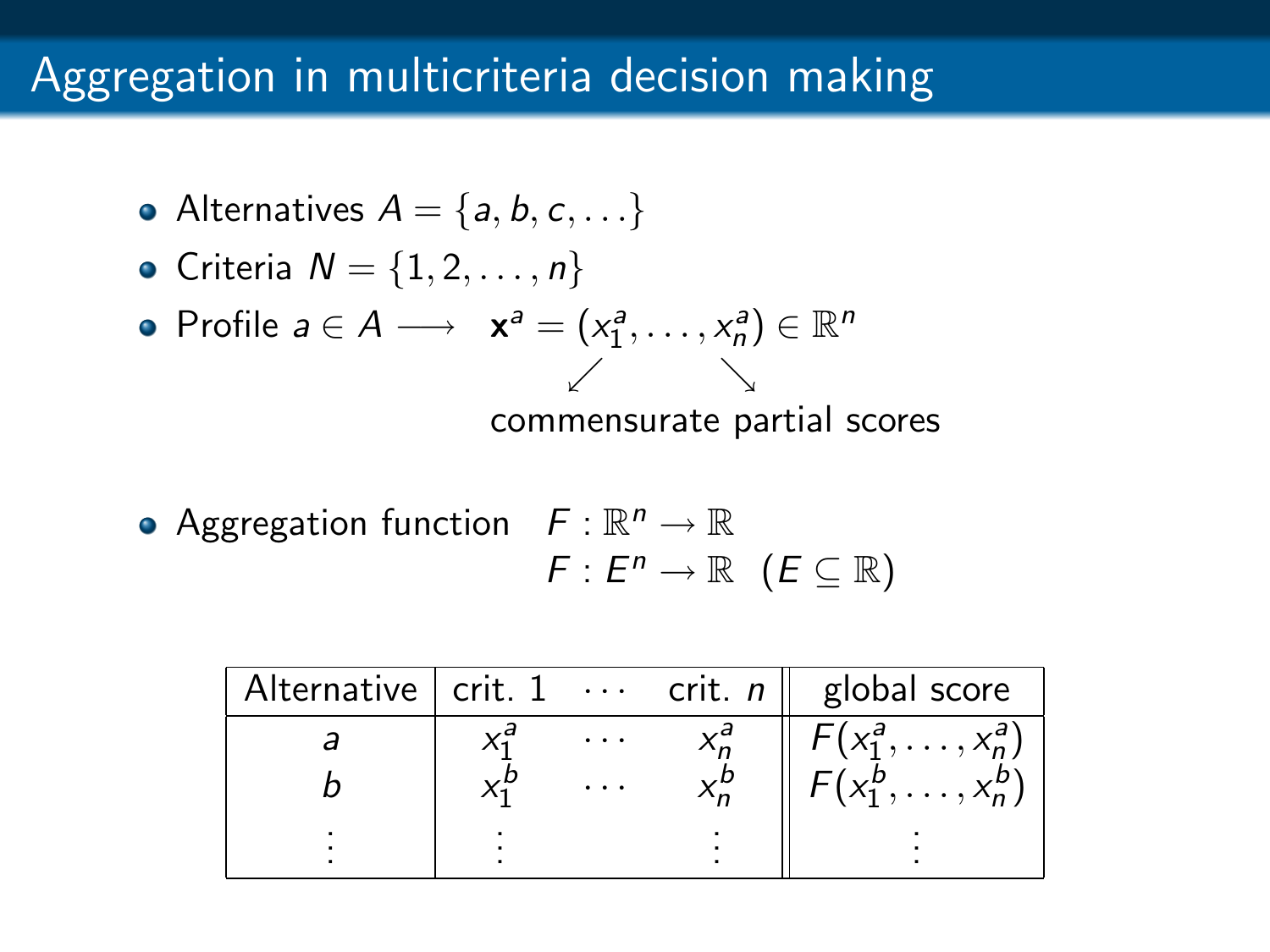# Aggregation in multicriteria decision making

- Alternatives $A = \{a, b, c, \ldots\}$
- Criteria $N = \{1, 2, \ldots, n\}$
- Profile $a \in A \longrightarrow \quad \mathbf{x}^a = (x_1^a, \ldots, x_n^a) \in \mathbb{R}^n$

  commensurate partial scores

- Aggregation function $\quad F : \mathbb{R}^n \to \mathbb{R}$

  $F : E^n \to \mathbb{R} \quad (E \subseteq \mathbb{R})$

| Alternative | crit. 1 | $\cdots$ | crit. $n$ | global score |
|---|---|---|---|---|
| $a$ | $x_1^a$ | $\cdots$ | $x_n^a$ | $F(x_1^a, \ldots, x_n^a)$ |
| $b$ | $x_1^b$ | $\cdots$ | $x_n^b$ | $F(x_1^b, \ldots, x_n^b)$ |
| $\vdots$ | $\vdots$ | | $\vdots$ | $\vdots$ |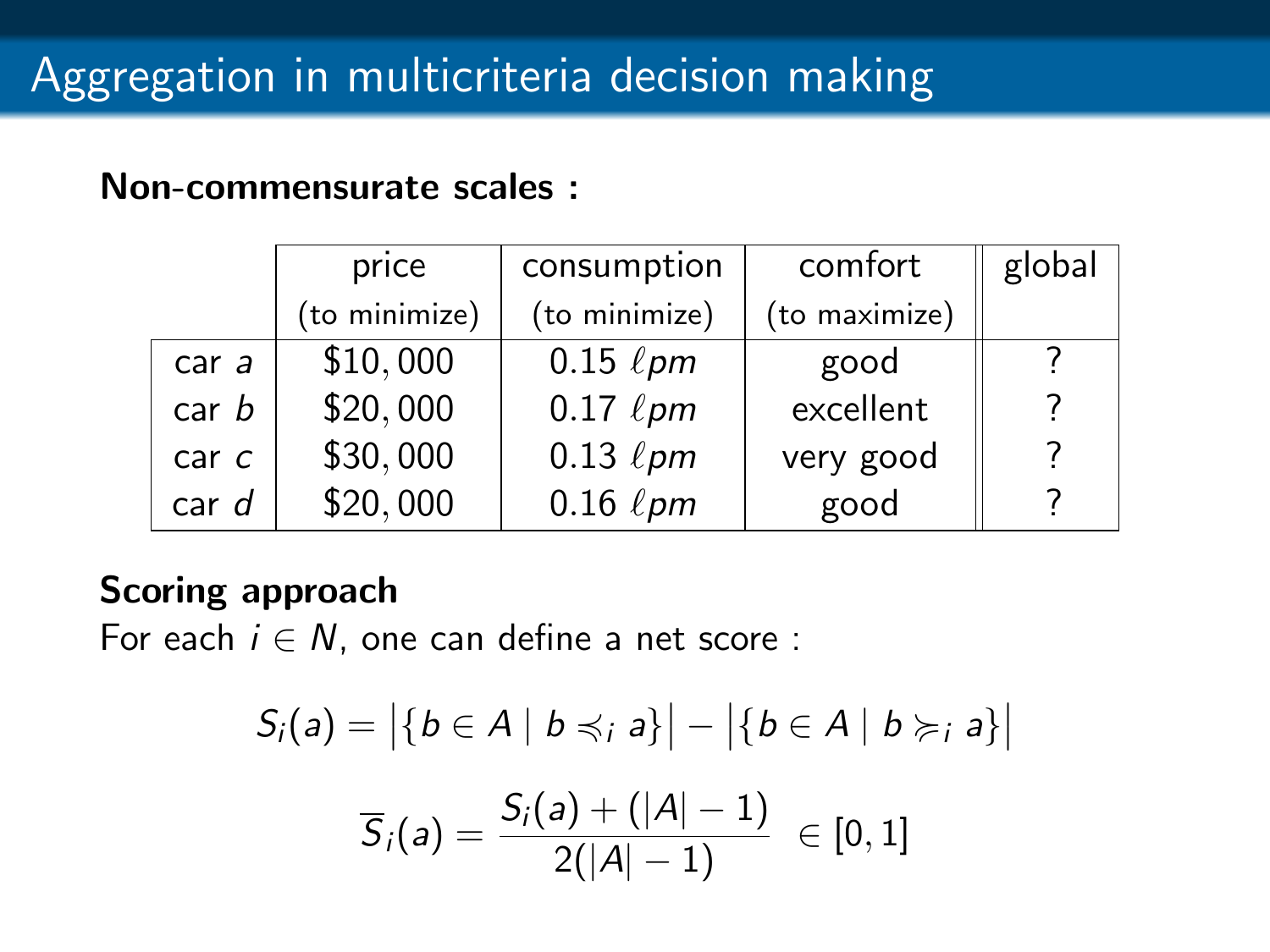# Aggregation in multicriteria decision making

**Non-commensurate scales :**

| | price (to minimize) | consumption (to minimize) | comfort (to maximize) | global |
|---|---|---|---|---|
| car $a$ | $10,000 | 0.15 $\ell pm$ | good | ? |
| car $b$ | $20,000 | 0.17 $\ell pm$ | excellent | ? |
| car $c$ | $30,000 | 0.13 $\ell pm$ | very good | ? |
| car $d$ | $20,000 | 0.16 $\ell pm$ | good | ? |

**Scoring approach**

For each $i \in N$, one can define a net score :

$$S_i(a) = \left|\{b \in A \mid b \preccurlyeq_i a\}\right| - \left|\{b \in A \mid b \succcurlyeq_i a\}\right|$$

$$\overline{S}_i(a) = \frac{S_i(a) + (|A| - 1)}{2(|A| - 1)} \in [0, 1]$$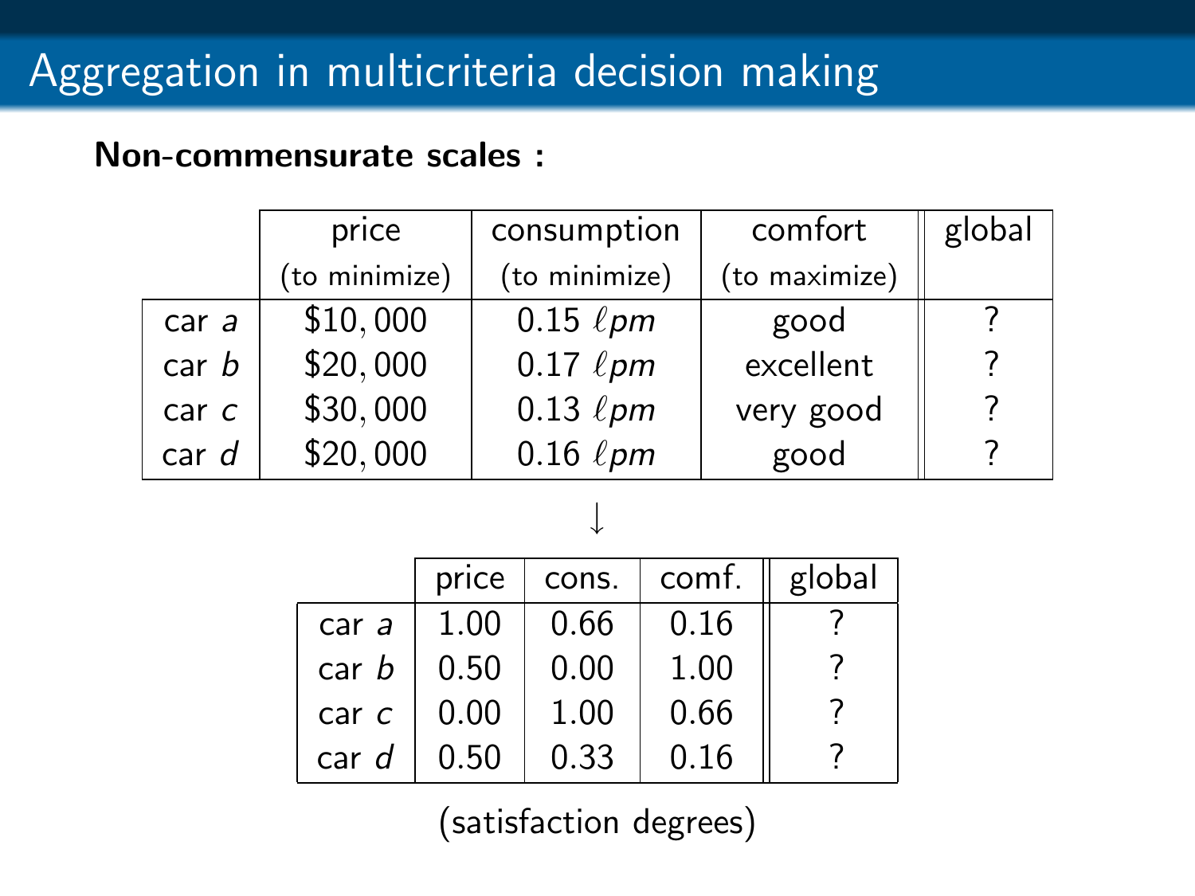# Aggregation in multicriteria decision making

**Non-commensurate scales :**

| | price (to minimize) | consumption (to minimize) | comfort (to maximize) | global |
|---|---|---|---|---|
| car $a$ | $10,000 | 0.15 $\ell pm$ | good | ? |
| car $b$ | $20,000 | 0.17 $\ell pm$ | excellent | ? |
| car $c$ | $30,000 | 0.13 $\ell pm$ | very good | ? |
| car $d$ | $20,000 | 0.16 $\ell pm$ | good | ? |

$\downarrow$

| | price | cons. | comf. | global |
|---|---|---|---|---|
| car $a$ | 1.00 | 0.66 | 0.16 | ? |
| car $b$ | 0.50 | 0.00 | 1.00 | ? |
| car $c$ | 0.00 | 1.00 | 0.66 | ? |
| car $d$ | 0.50 | 0.33 | 0.16 | ? |

(satisfaction degrees)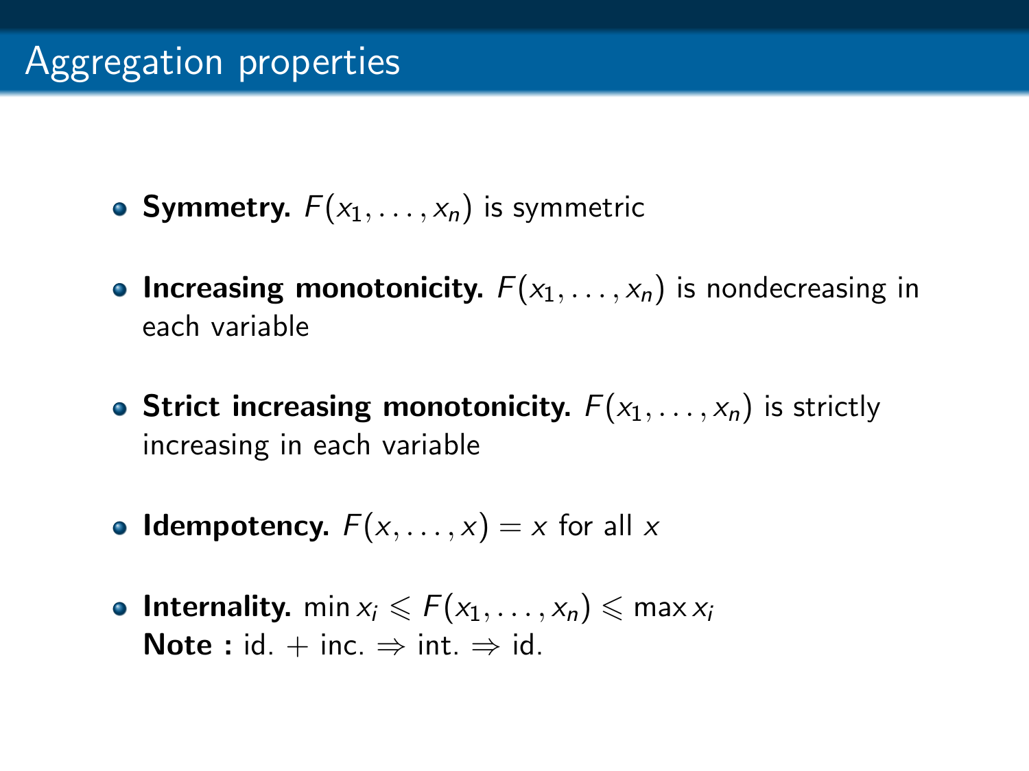# Aggregation properties

- **Symmetry.** $F(x_1, \ldots, x_n)$ is symmetric
- **Increasing monotonicity.** $F(x_1, \ldots, x_n)$ is nondecreasing in each variable
- **Strict increasing monotonicity.** $F(x_1, \ldots, x_n)$ is strictly increasing in each variable
- **Idempotency.** $F(x, \ldots, x) = x$ for all $x$
- **Internality.** $\min x_i \leqslant F(x_1, \ldots, x_n) \leqslant \max x_i$
  **Note :** id. + inc. $\Rightarrow$ int. $\Rightarrow$ id.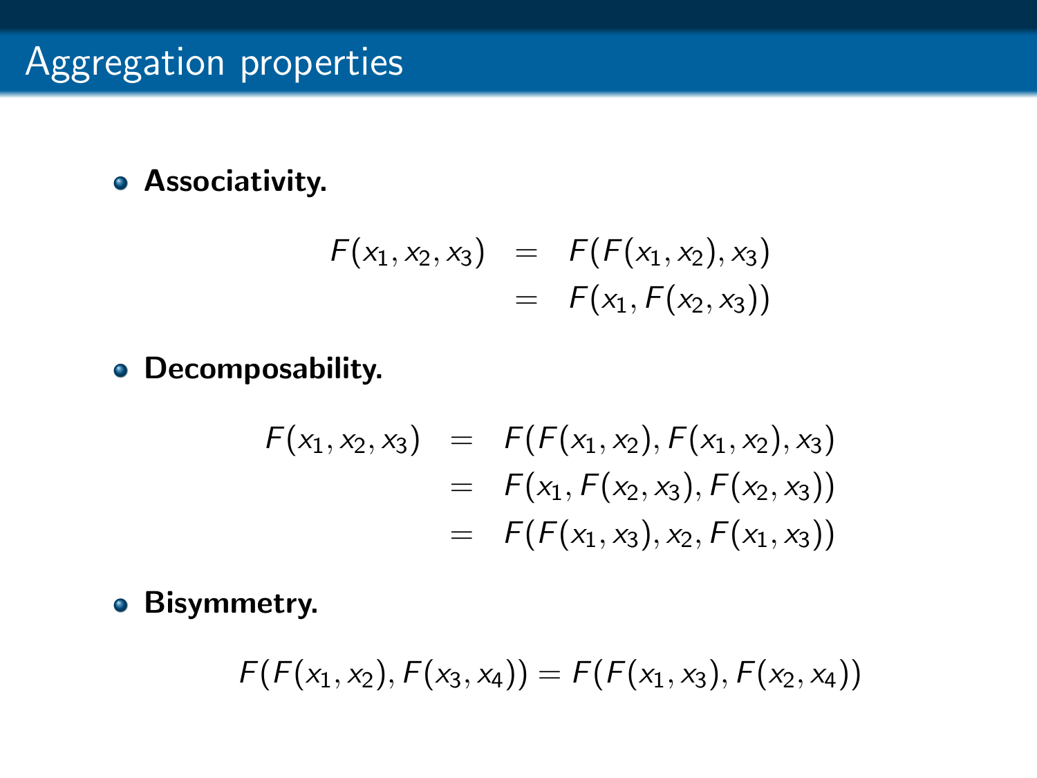# Aggregation properties

- **Associativity.**

$$
\begin{aligned}
F(x_1, x_2, x_3) &= F(F(x_1, x_2), x_3) \\
&= F(x_1, F(x_2, x_3))
\end{aligned}
$$

- **Decomposability.**

$$
\begin{aligned}
F(x_1, x_2, x_3) &= F(F(x_1, x_2), F(x_1, x_2), x_3) \\
&= F(x_1, F(x_2, x_3), F(x_2, x_3)) \\
&= F(F(x_1, x_3), x_2, F(x_1, x_3))
\end{aligned}
$$

- **Bisymmetry.**

$$
F(F(x_1, x_2), F(x_3, x_4)) = F(F(x_1, x_3), F(x_2, x_4))
$$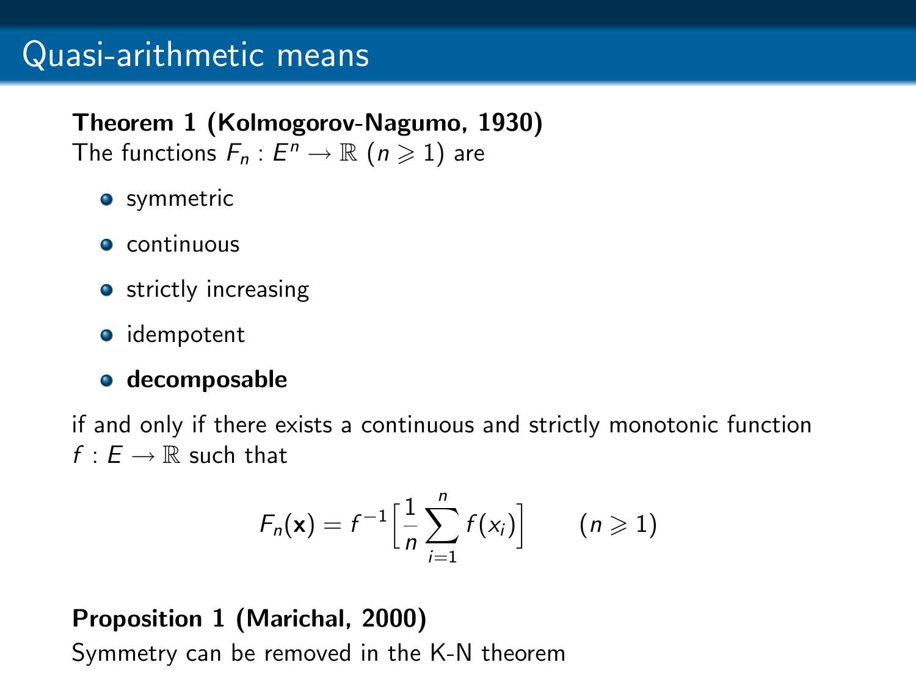# Quasi-arithmetic means

**Theorem 1 (Kolmogorov-Nagumo, 1930)**
The functions $F_n : E^n \to \mathbb{R}$ ($n \geqslant 1$) are

- symmetric
- continuous
- strictly increasing
- idempotent
- **decomposable**

if and only if there exists a continuous and strictly monotonic function $f : E \to \mathbb{R}$ such that

$$F_n(\mathbf{x}) = f^{-1}\Big[\frac{1}{n}\sum_{i=1}^{n} f(x_i)\Big] \qquad (n \geqslant 1)$$

**Proposition 1 (Marichal, 2000)**
Symmetry can be removed in the K-N theorem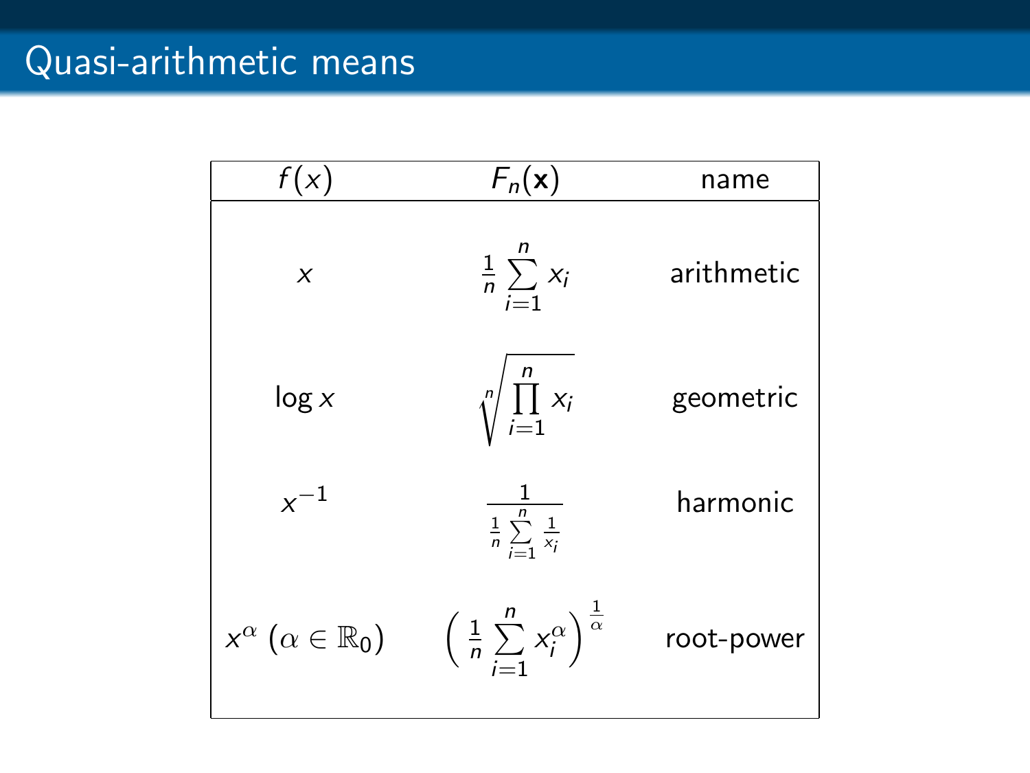# Quasi-arithmetic means

| $f(x)$ | $F_n(\mathbf{x})$ | name |
|---|---|---|
| $x$ | $\frac{1}{n}\sum_{i=1}^{n} x_i$ | arithmetic |
| $\log x$ | $\sqrt[n]{\prod_{i=1}^{n} x_i}$ | geometric |
| $x^{-1}$ | $\frac{1}{\frac{1}{n}\sum_{i=1}^{n}\frac{1}{x_i}}$ | harmonic |
| $x^{\alpha}$ $(\alpha \in \mathbb{R}_0)$ | $\left(\frac{1}{n}\sum_{i=1}^{n} x_i^{\alpha}\right)^{\frac{1}{\alpha}}$ | root-power |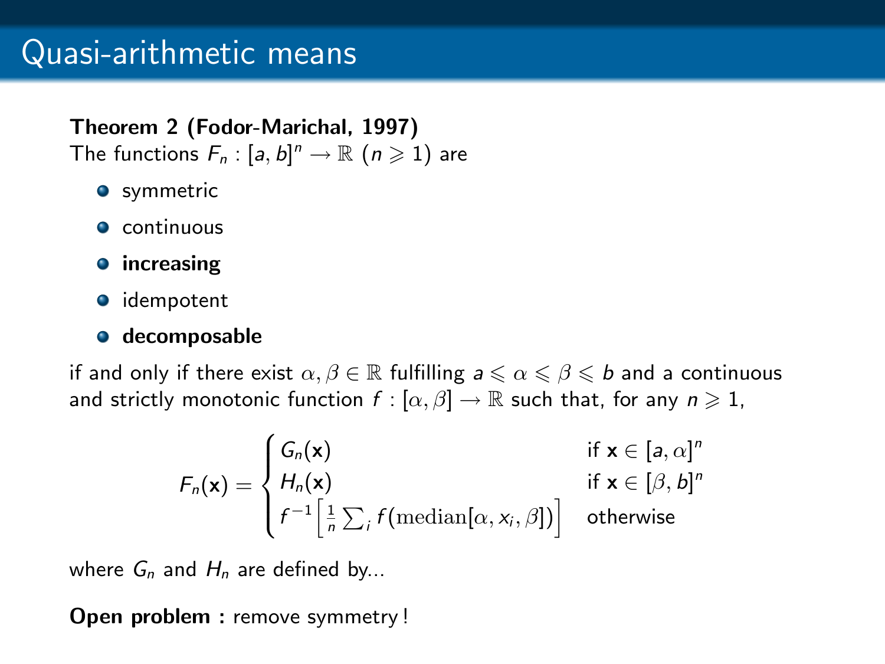# Quasi-arithmetic means

**Theorem 2 (Fodor-Marichal, 1997)**
The functions $F_n : [a,b]^n \to \mathbb{R}$ $(n \geqslant 1)$ are

- symmetric
- continuous
- **increasing**
- idempotent
- **decomposable**

if and only if there exist $\alpha, \beta \in \mathbb{R}$ fulfilling $a \leqslant \alpha \leqslant \beta \leqslant b$ and a continuous and strictly monotonic function $f : [\alpha, \beta] \to \mathbb{R}$ such that, for any $n \geqslant 1$,

$$F_n(\mathbf{x}) = \begin{cases} G_n(\mathbf{x}) & \text{if } \mathbf{x} \in [a, \alpha]^n \\ H_n(\mathbf{x}) & \text{if } \mathbf{x} \in [\beta, b]^n \\ f^{-1}\Big[\frac{1}{n}\sum_i f(\mathrm{median}[\alpha, x_i, \beta])\Big] & \text{otherwise} \end{cases}$$

where $G_n$ and $H_n$ are defined by...

**Open problem :** remove symmetry !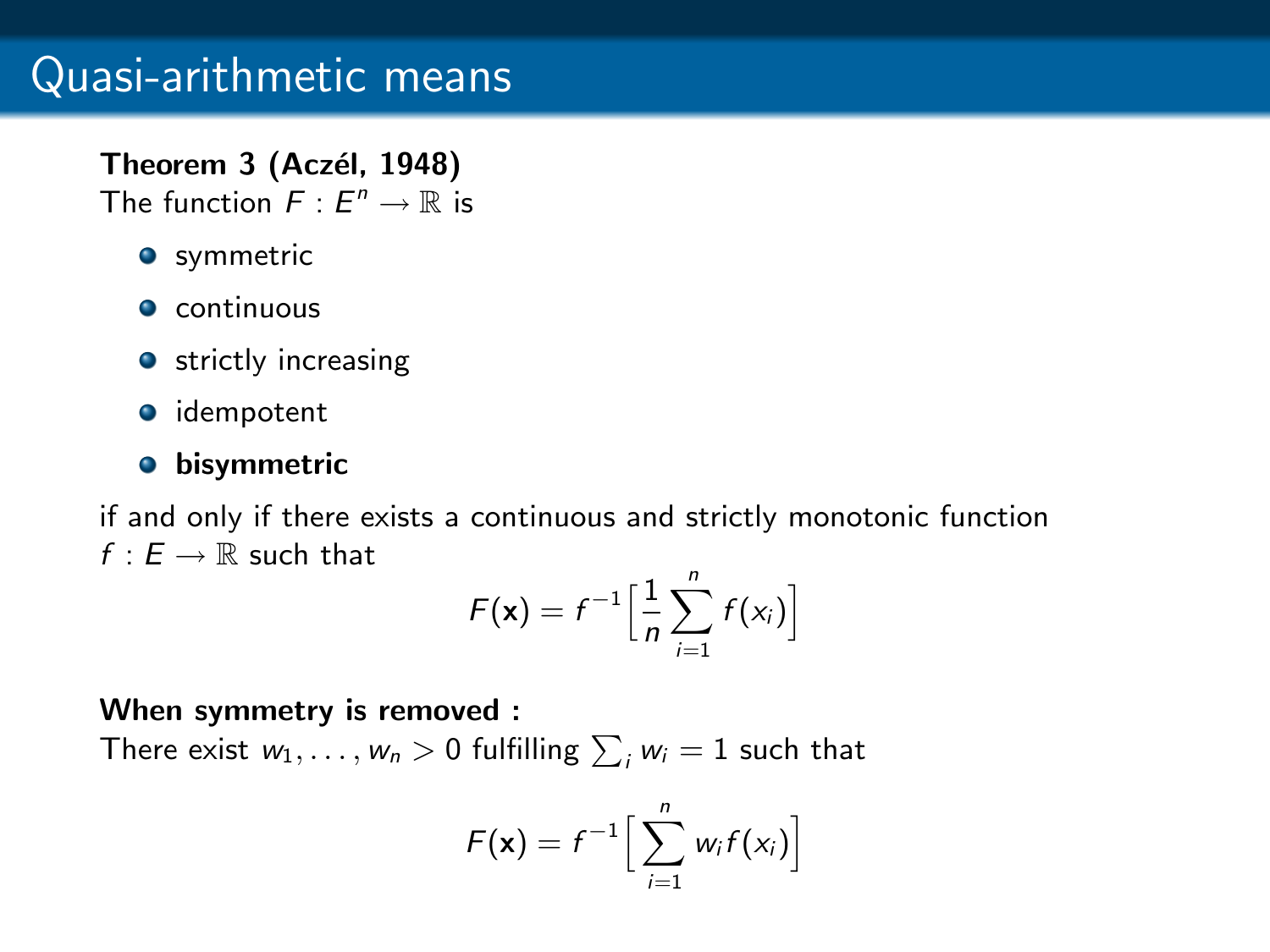# Quasi-arithmetic means

**Theorem 3 (Aczél, 1948)**
The function $F : E^n \to \mathbb{R}$ is

- symmetric
- continuous
- strictly increasing
- idempotent
- **bisymmetric**

if and only if there exists a continuous and strictly monotonic function $f : E \to \mathbb{R}$ such that

$$F(\mathbf{x}) = f^{-1}\Big[\frac{1}{n}\sum_{i=1}^{n} f(x_i)\Big]$$

**When symmetry is removed :**
There exist $w_1, \ldots, w_n > 0$ fulfilling $\sum_i w_i = 1$ such that

$$F(\mathbf{x}) = f^{-1}\Big[\sum_{i=1}^{n} w_i f(x_i)\Big]$$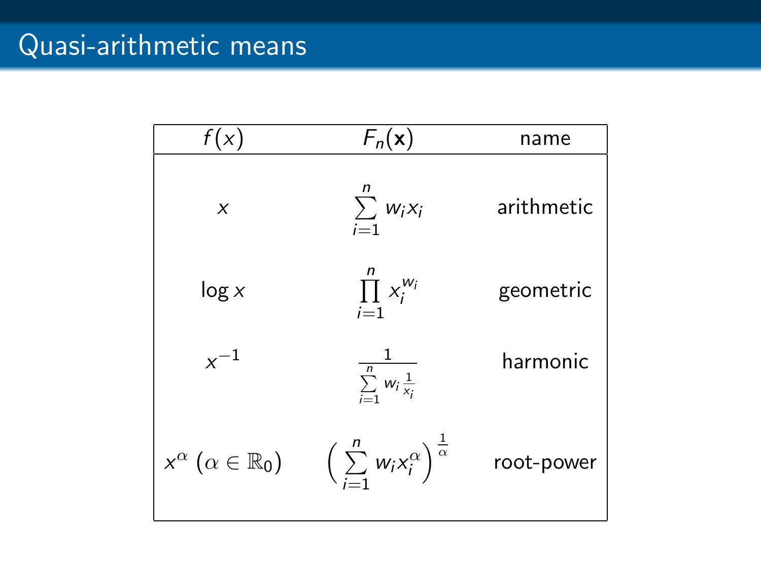# Quasi-arithmetic means

| $f(x)$ | $F_n(\mathbf{x})$ | name |
|---|---|---|
| $x$ | $\sum_{i=1}^{n} w_i x_i$ | arithmetic |
| $\log x$ | $\prod_{i=1}^{n} x_i^{w_i}$ | geometric |
| $x^{-1}$ | $\frac{1}{\sum_{i=1}^{n} w_i \frac{1}{x_i}}$ | harmonic |
| $x^{\alpha}$ $(\alpha \in \mathbb{R}_0)$ | $\left( \sum_{i=1}^{n} w_i x_i^{\alpha} \right)^{\frac{1}{\alpha}}$ | root-power |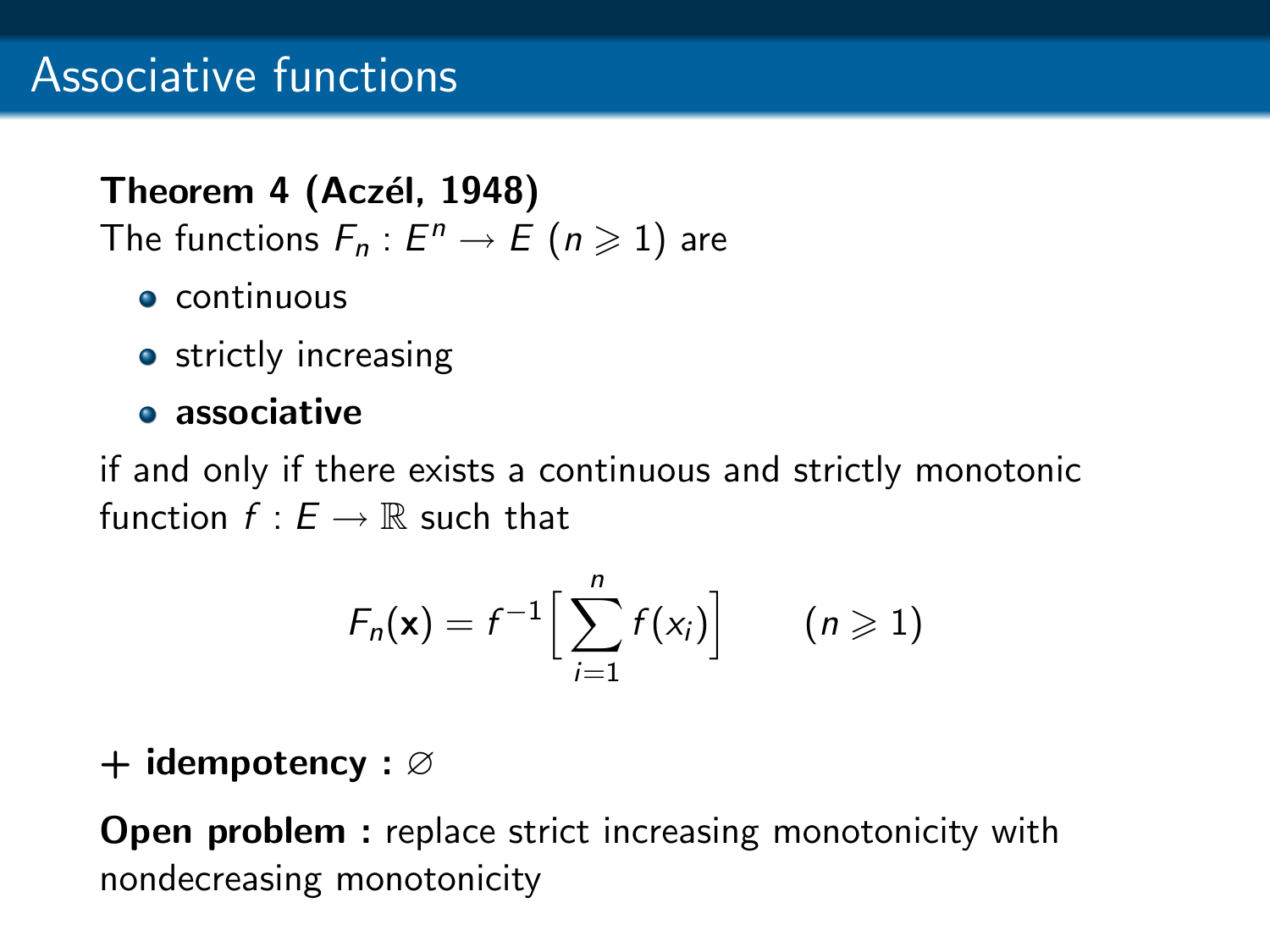# Associative functions

**Theorem 4 (Aczél, 1948)**
The functions $F_n : E^n \to E$ $(n \geqslant 1)$ are

- continuous
- strictly increasing
- **associative**

if and only if there exists a continuous and strictly monotonic function $f : E \to \mathbb{R}$ such that

$$F_n(\mathbf{x}) = f^{-1}\Big[\sum_{i=1}^{n} f(x_i)\Big] \qquad (n \geqslant 1)$$

**+ idempotency :** $\varnothing$

**Open problem :** replace strict increasing monotonicity with nondecreasing monotonicity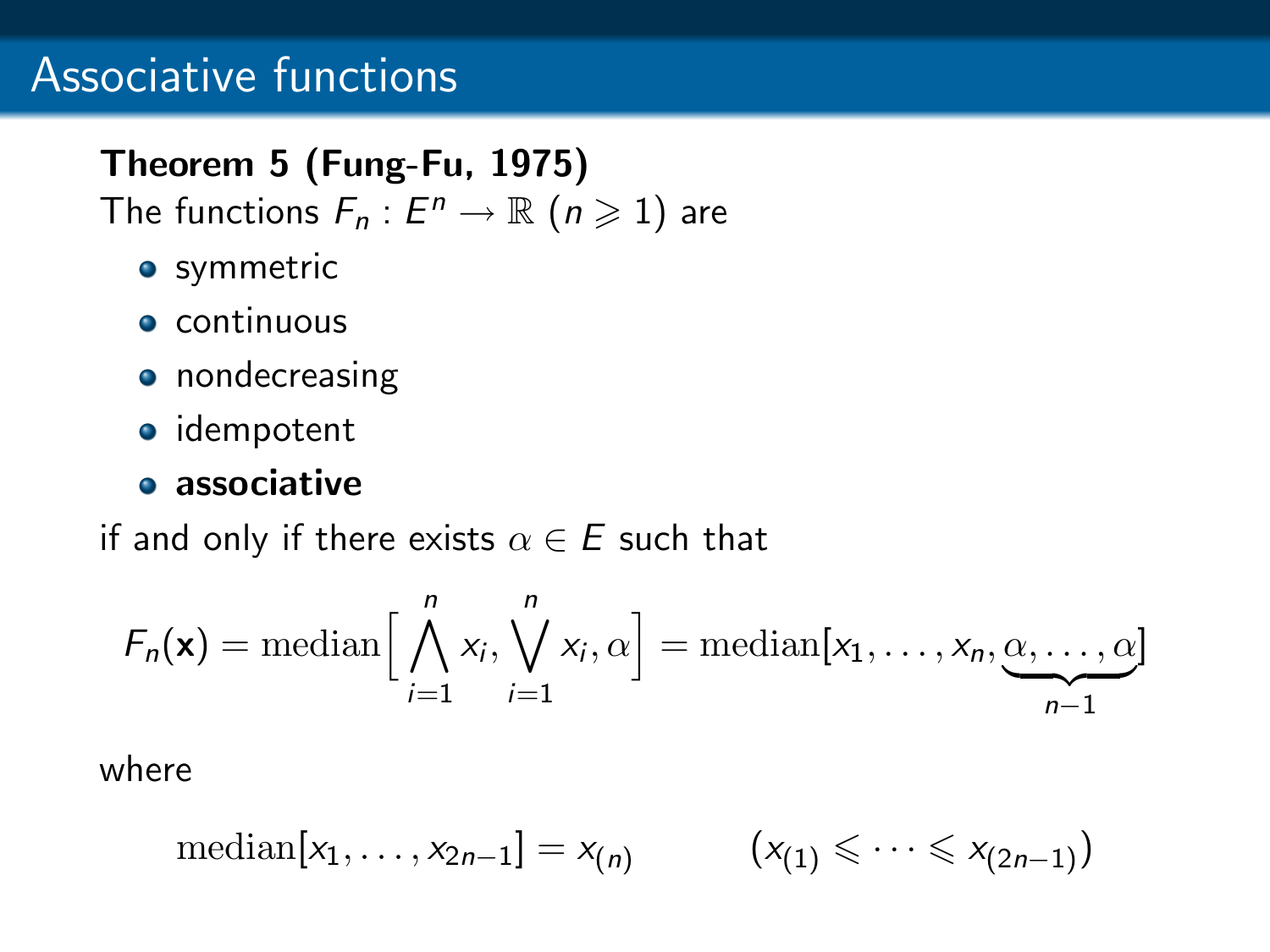# Associative functions

**Theorem 5 (Fung-Fu, 1975)**
The functions $F_n : E^n \to \mathbb{R}$ $(n \geqslant 1)$ are

- symmetric
- continuous
- nondecreasing
- idempotent
- **associative**

if and only if there exists $\alpha \in E$ such that

$$F_n(\mathbf{x}) = \mathrm{median}\Big[\bigwedge_{i=1}^{n} x_i, \bigvee_{i=1}^{n} x_i, \alpha\Big] = \mathrm{median}[x_1, \ldots, x_n, \underbrace{\alpha, \ldots, \alpha}_{n-1}]$$

where

$$\mathrm{median}[x_1, \ldots, x_{2n-1}] = x_{(n)} \qquad (x_{(1)} \leqslant \cdots \leqslant x_{(2n-1)})$$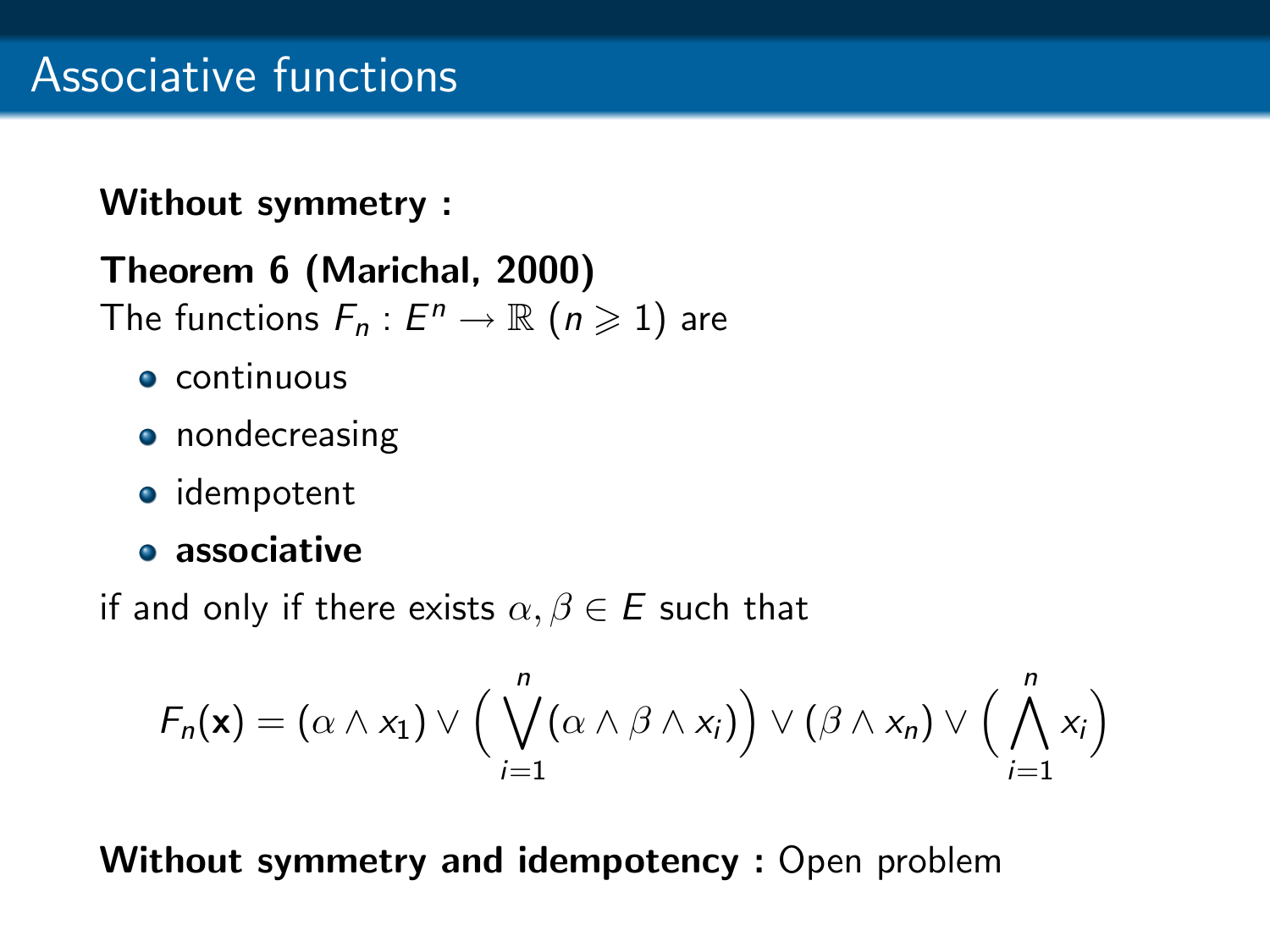# Associative functions

**Without symmetry :**

**Theorem 6 (Marichal, 2000)**
The functions $F_n : E^n \to \mathbb{R}$ $(n \geqslant 1)$ are

- continuous
- nondecreasing
- idempotent
- **associative**

if and only if there exists $\alpha, \beta \in E$ such that

$$F_n(\mathbf{x}) = (\alpha \wedge x_1) \vee \Big( \bigvee_{i=1}^{n} (\alpha \wedge \beta \wedge x_i) \Big) \vee (\beta \wedge x_n) \vee \Big( \bigwedge_{i=1}^{n} x_i \Big)$$

**Without symmetry and idempotency :** Open problem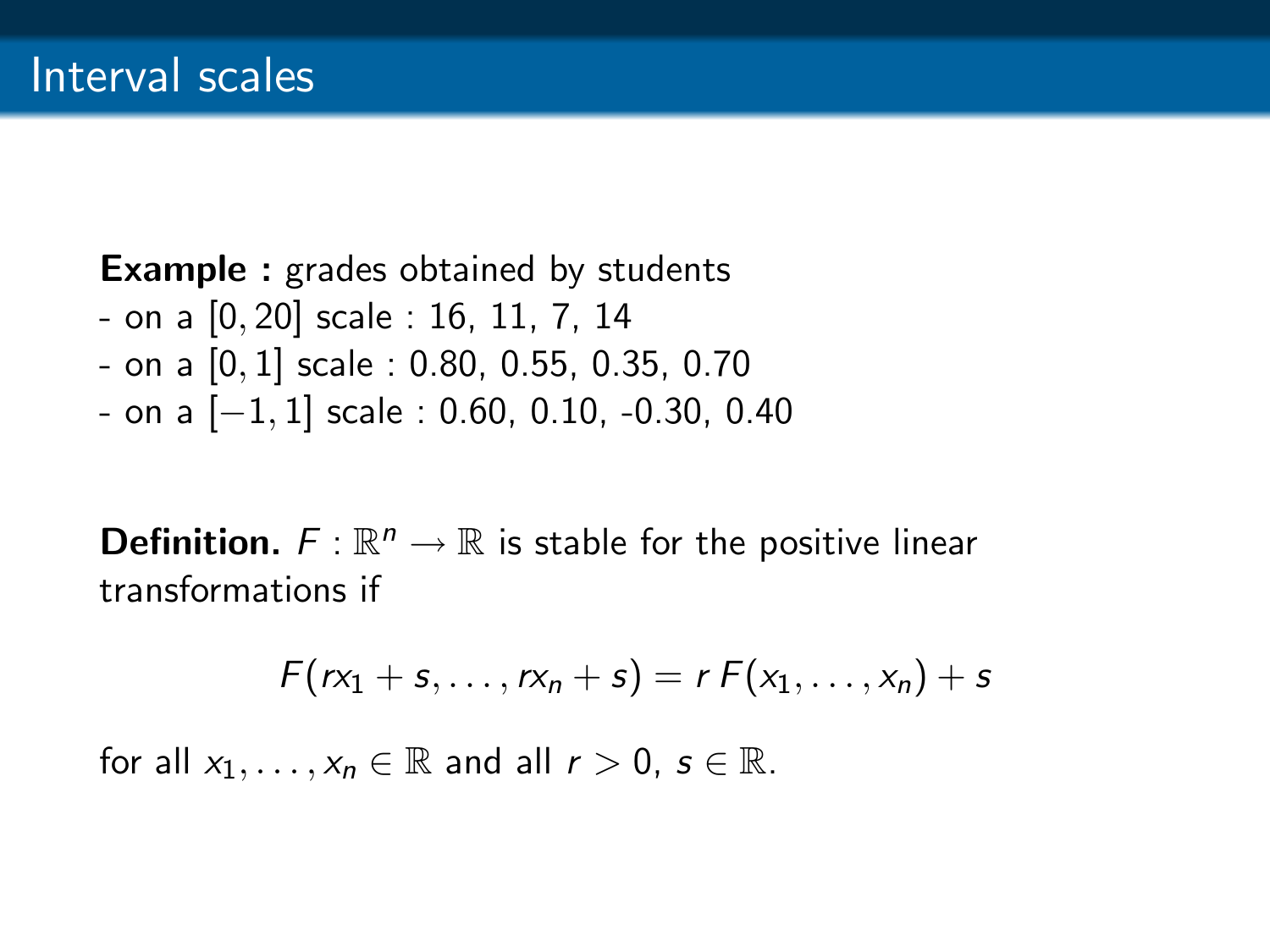# Interval scales

**Example :** grades obtained by students
- on a $[0, 20]$ scale : 16, 11, 7, 14
- on a $[0, 1]$ scale : 0.80, 0.55, 0.35, 0.70
- on a $[-1, 1]$ scale : 0.60, 0.10, -0.30, 0.40

**Definition.** $F : \mathbb{R}^n \to \mathbb{R}$ is stable for the positive linear transformations if

$$F(rx_1 + s, \ldots, rx_n + s) = r\, F(x_1, \ldots, x_n) + s$$

for all $x_1, \ldots, x_n \in \mathbb{R}$ and all $r > 0$, $s \in \mathbb{R}$.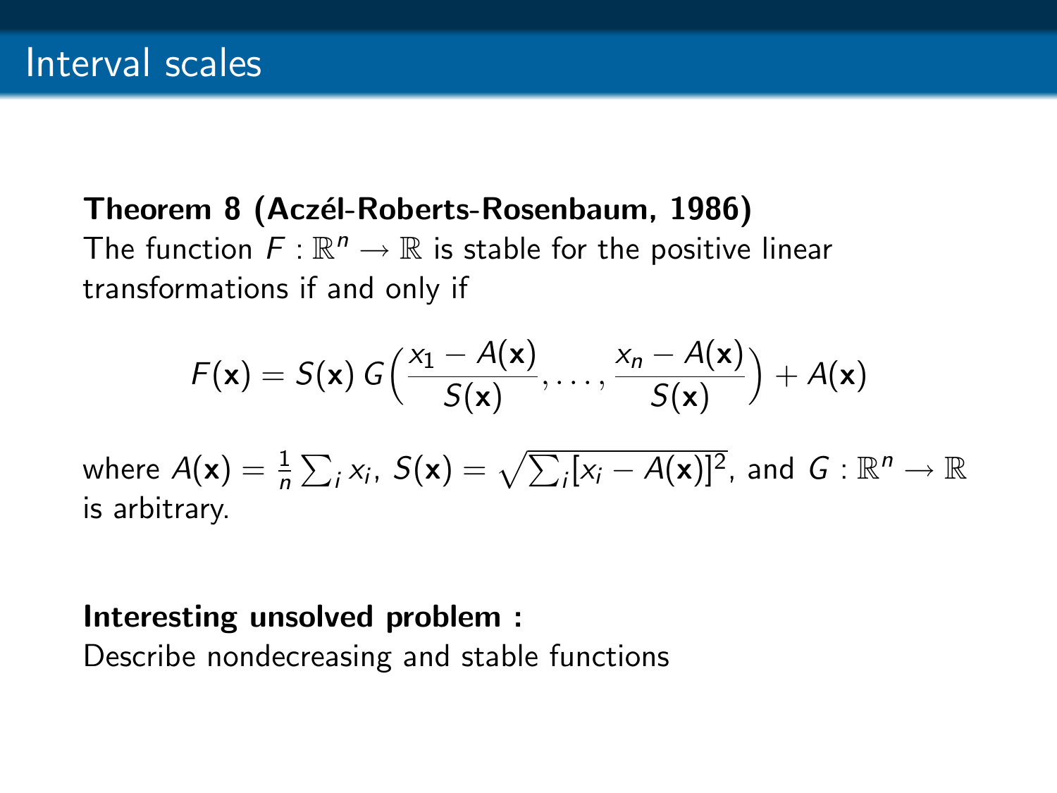# Interval scales

**Theorem 8 (Aczél-Roberts-Rosenbaum, 1986)**
The function $F : \mathbb{R}^n \to \mathbb{R}$ is stable for the positive linear transformations if and only if

$$F(\mathbf{x}) = S(\mathbf{x})\, G\Big(\frac{x_1 - A(\mathbf{x})}{S(\mathbf{x})}, \ldots, \frac{x_n - A(\mathbf{x})}{S(\mathbf{x})}\Big) + A(\mathbf{x})$$

where $A(\mathbf{x}) = \frac{1}{n}\sum_i x_i$, $S(\mathbf{x}) = \sqrt{\sum_i [x_i - A(\mathbf{x})]^2}$, and $G : \mathbb{R}^n \to \mathbb{R}$ is arbitrary.

**Interesting unsolved problem :**
Describe nondecreasing and stable functions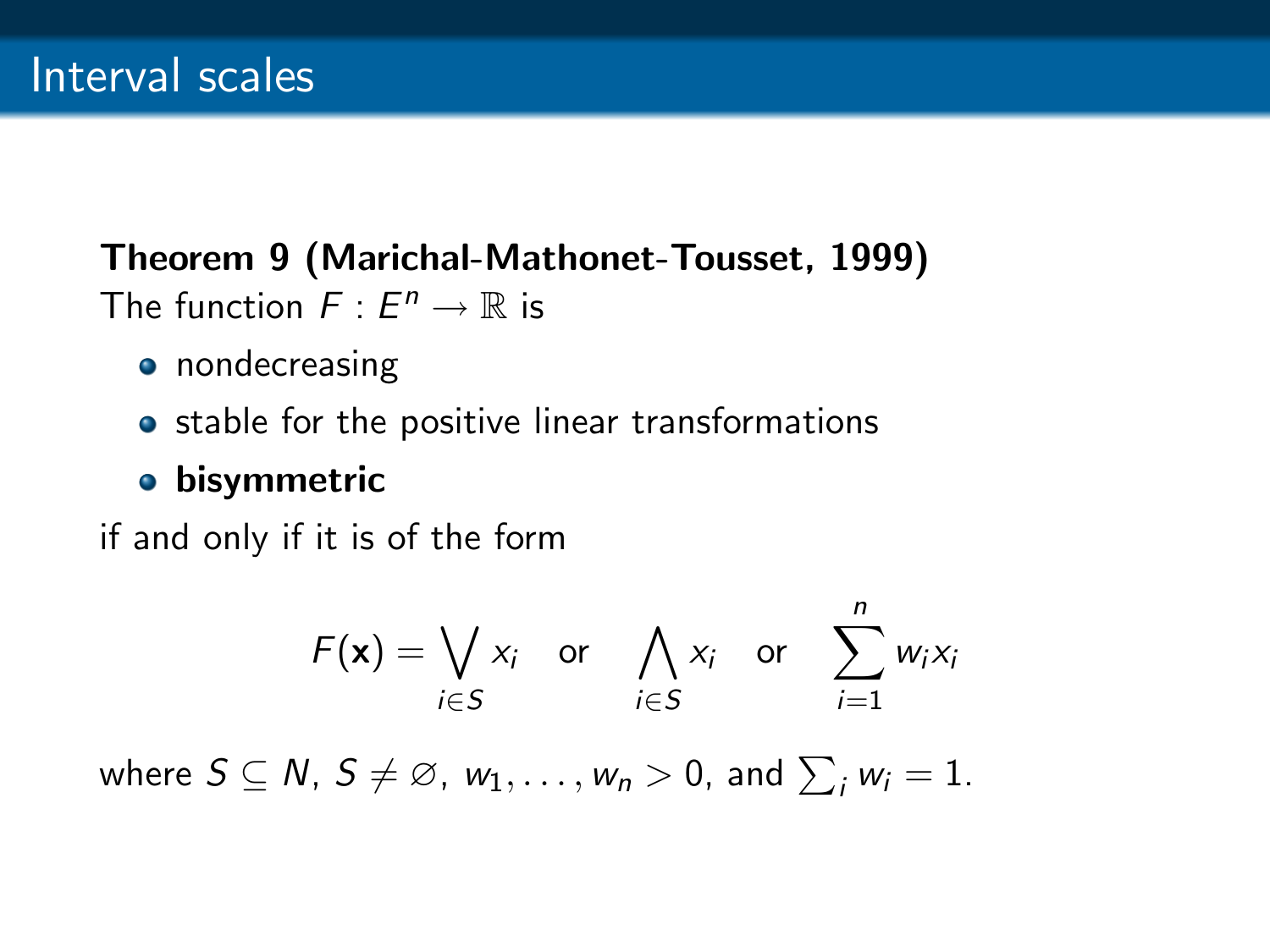# Interval scales

**Theorem 9 (Marichal-Mathonet-Tousset, 1999)**
The function $F : E^n \to \mathbb{R}$ is

- nondecreasing
- stable for the positive linear transformations
- **bisymmetric**

if and only if it is of the form

$$F(\mathbf{x}) = \bigvee_{i \in S} x_i \quad \text{or} \quad \bigwedge_{i \in S} x_i \quad \text{or} \quad \sum_{i=1}^{n} w_i x_i$$

where $S \subseteq N$, $S \neq \varnothing$, $w_1, \ldots, w_n > 0$, and $\sum_i w_i = 1$.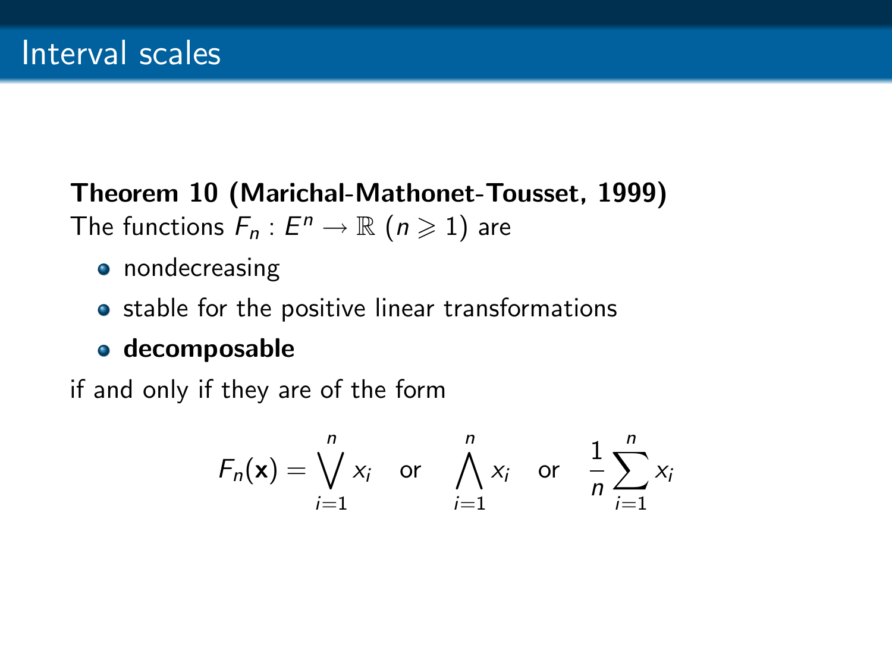# Interval scales

**Theorem 10 (Marichal-Mathonet-Tousset, 1999)**
The functions $F_n : E^n \to \mathbb{R}$ ($n \geqslant 1$) are

- nondecreasing
- stable for the positive linear transformations
- **decomposable**

if and only if they are of the form

$$F_n(\mathbf{x}) = \bigvee_{i=1}^{n} x_i \quad \text{or} \quad \bigwedge_{i=1}^{n} x_i \quad \text{or} \quad \frac{1}{n}\sum_{i=1}^{n} x_i$$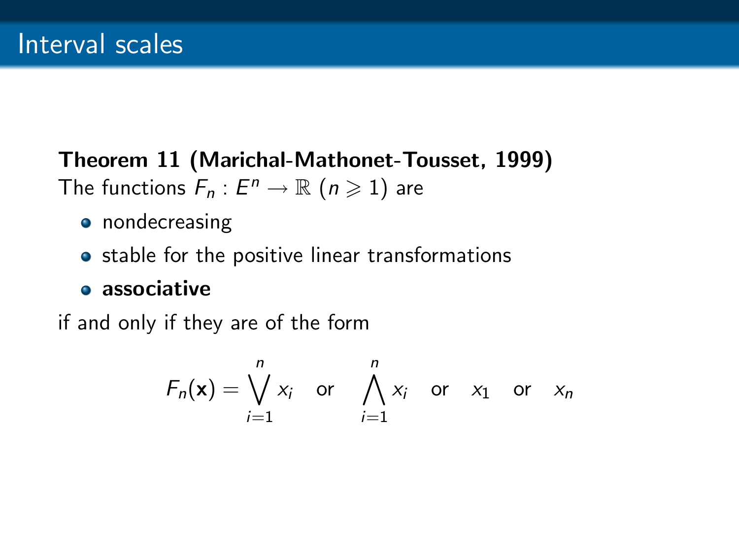# Interval scales

**Theorem 11 (Marichal-Mathonet-Tousset, 1999)**
The functions $F_n : E^n \to \mathbb{R}$ ($n \geqslant 1$) are

- nondecreasing
- stable for the positive linear transformations
- **associative**

if and only if they are of the form

$$F_n(\mathbf{x}) = \bigvee_{i=1}^{n} x_i \quad \text{or} \quad \bigwedge_{i=1}^{n} x_i \quad \text{or} \quad x_1 \quad \text{or} \quad x_n$$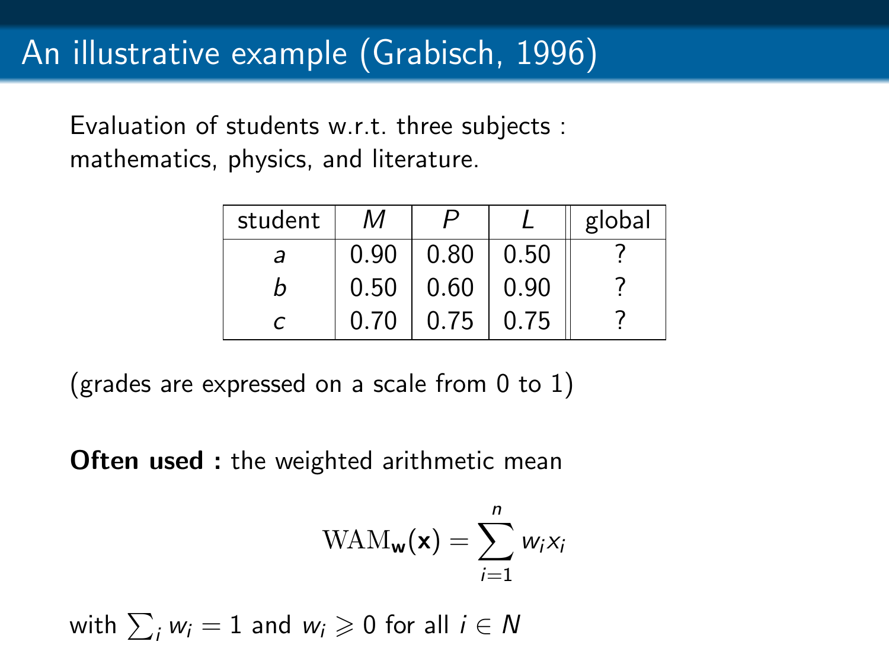# An illustrative example (Grabisch, 1996)

Evaluation of students w.r.t. three subjects : mathematics, physics, and literature.

| student | $M$ | $P$ | $L$ | global |
|---|---|---|---|---|
| $a$ | 0.90 | 0.80 | 0.50 | ? |
| $b$ | 0.50 | 0.60 | 0.90 | ? |
| $c$ | 0.70 | 0.75 | 0.75 | ? |

(grades are expressed on a scale from 0 to 1)

**Often used :** the weighted arithmetic mean

$$\mathrm{WAM}_{\mathbf{w}}(\mathbf{x}) = \sum_{i=1}^{n} w_i x_i$$

with $\sum_i w_i = 1$ and $w_i \geqslant 0$ for all $i \in N$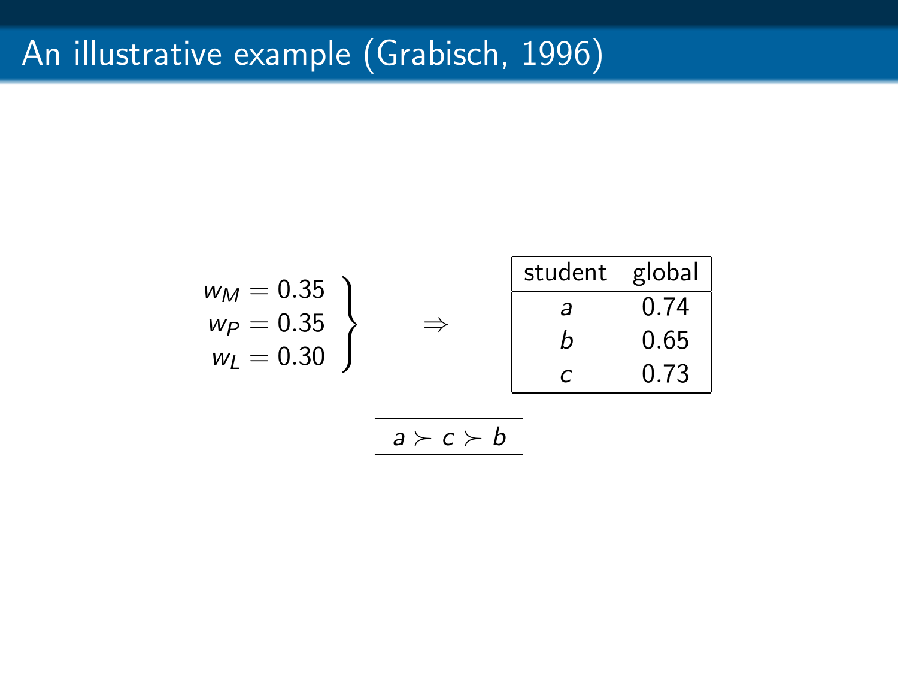# An illustrative example (Grabisch, 1996)

$$\left.\begin{array}{r} w_M = 0.35 \\ w_P = 0.35 \\ w_L = 0.30 \end{array}\right\} \quad \Rightarrow$$

| student | global |
| --- | --- |
| $a$ | 0.74 |
| $b$ | 0.65 |
| $c$ | 0.73 |

$$\boxed{a \succ c \succ b}$$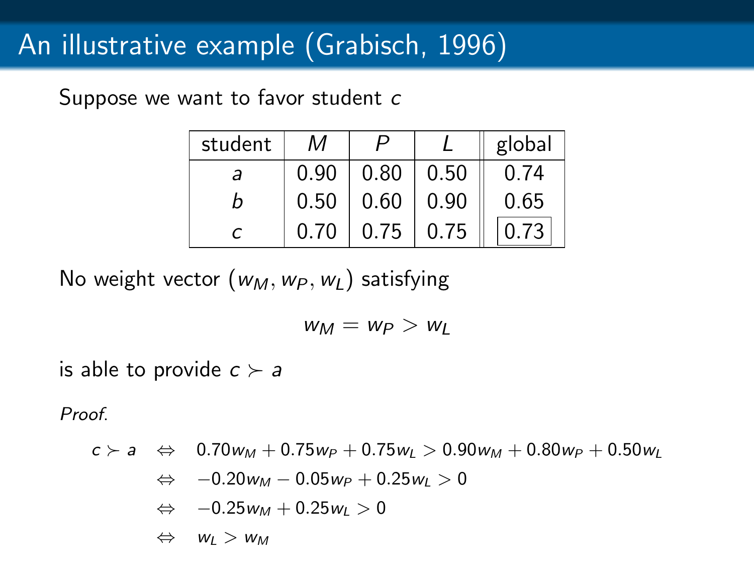# An illustrative example (Grabisch, 1996)

Suppose we want to favor student $c$

| student | $M$ | $P$ | $L$ | global |
|---|---|---|---|---|
| $a$ | 0.90 | 0.80 | 0.50 | 0.74 |
| $b$ | 0.50 | 0.60 | 0.90 | 0.65 |
| $c$ | 0.70 | 0.75 | 0.75 | 0.73 |

No weight vector $(w_M, w_P, w_L)$ satisfying

$$w_M = w_P > w_L$$

is able to provide $c \succ a$

*Proof.*

$$
\begin{aligned}
c \succ a \quad &\Leftrightarrow \quad 0.70 w_M + 0.75 w_P + 0.75 w_L > 0.90 w_M + 0.80 w_P + 0.50 w_L \\
&\Leftrightarrow \quad -0.20 w_M - 0.05 w_P + 0.25 w_L > 0 \\
&\Leftrightarrow \quad -0.25 w_M + 0.25 w_L > 0 \\
&\Leftrightarrow \quad w_L > w_M
\end{aligned}
$$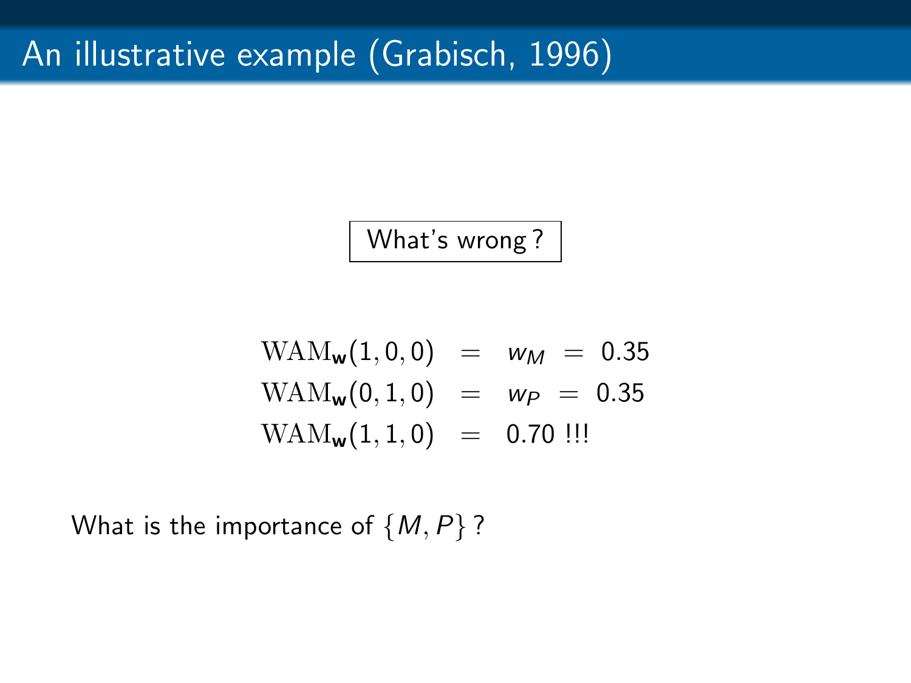# An illustrative example (Grabisch, 1996)

What's wrong ?

$$
\begin{aligned}
\mathrm{WAM}_{\mathbf{w}}(1,0,0) &= w_M = 0.35 \\
\mathrm{WAM}_{\mathbf{w}}(0,1,0) &= w_P = 0.35 \\
\mathrm{WAM}_{\mathbf{w}}(1,1,0) &= 0.70 \text{ !!!}
\end{aligned}
$$

What is the importance of $\{M, P\}$ ?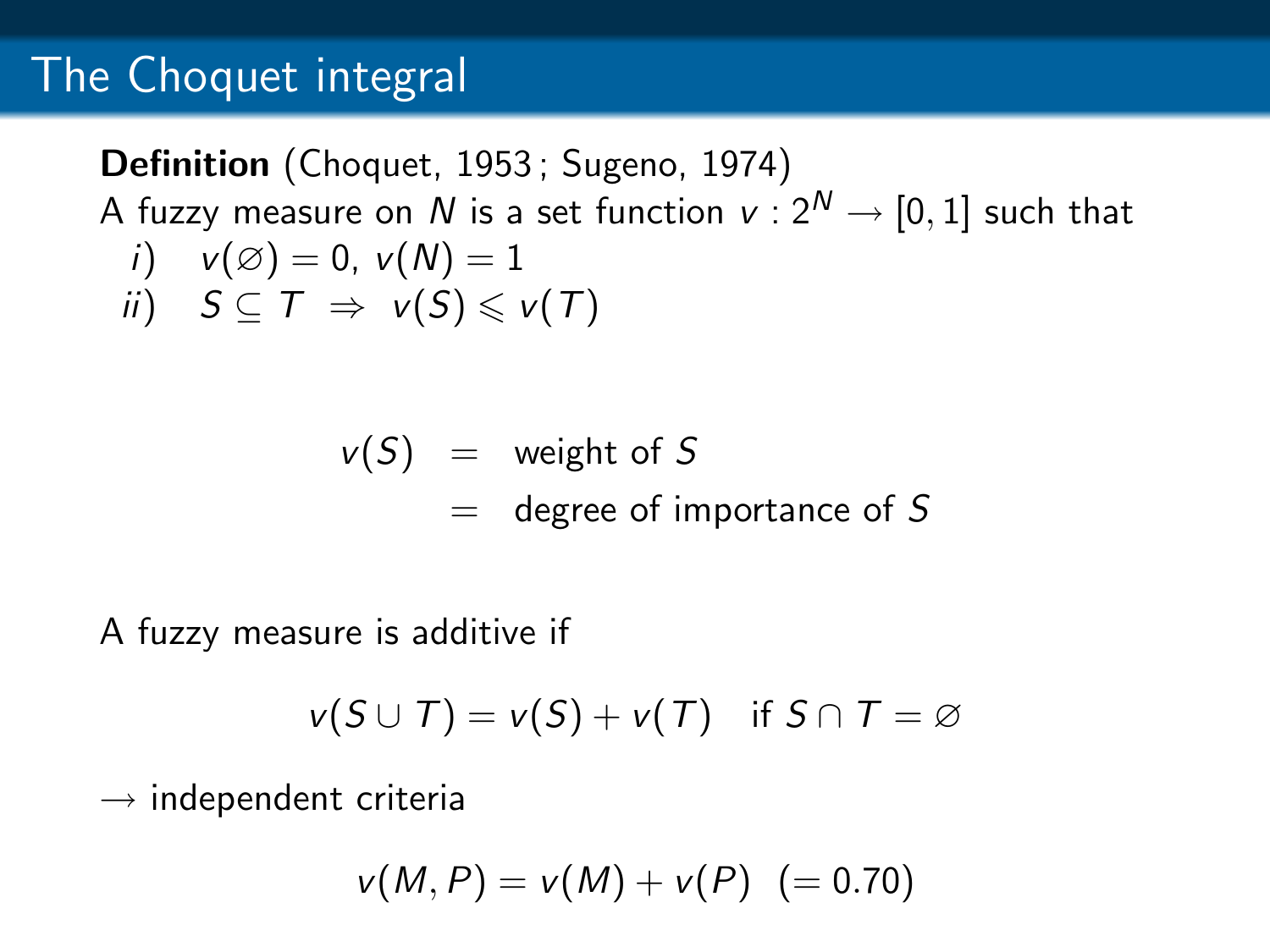# The Choquet integral

**Definition** (Choquet, 1953 ; Sugeno, 1974)
A fuzzy measure on $N$ is a set function $v : 2^N \to [0,1]$ such that

*i*) $v(\varnothing) = 0$, $v(N) = 1$

*ii*) $S \subseteq T \;\Rightarrow\; v(S) \leqslant v(T)$

$$
\begin{aligned}
v(S) &= \text{weight of } S \\
&= \text{degree of importance of } S
\end{aligned}
$$

A fuzzy measure is additive if

$$v(S \cup T) = v(S) + v(T) \quad \text{if } S \cap T = \varnothing$$

$\to$ independent criteria

$$v(M, P) = v(M) + v(P) \;\; (= 0.70)$$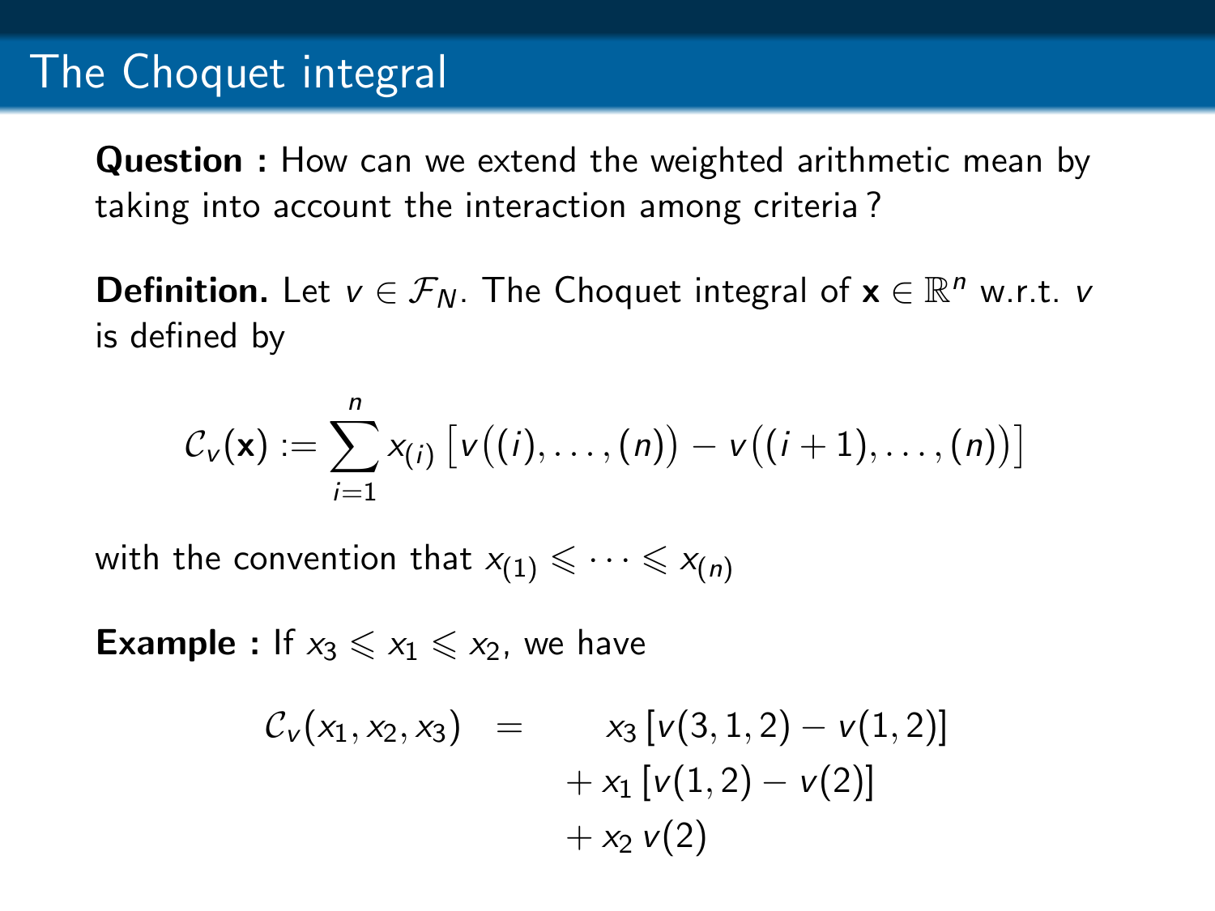# The Choquet integral

**Question :** How can we extend the weighted arithmetic mean by taking into account the interaction among criteria ?

**Definition.** Let $v \in \mathcal{F}_N$. The Choquet integral of $\mathbf{x} \in \mathbb{R}^n$ w.r.t. $v$ is defined by

$$\mathcal{C}_v(\mathbf{x}) := \sum_{i=1}^{n} x_{(i)} \left[ v\big((i), \ldots, (n)\big) - v\big((i+1), \ldots, (n)\big) \right]$$

with the convention that $x_{(1)} \leqslant \cdots \leqslant x_{(n)}$

**Example :** If $x_3 \leqslant x_1 \leqslant x_2$, we have

$$\begin{aligned} \mathcal{C}_v(x_1, x_2, x_3) \quad = \quad & \; x_3 \, [v(3,1,2) - v(1,2)] \\ & + x_1 \, [v(1,2) - v(2)] \\ & + x_2 \, v(2) \end{aligned}$$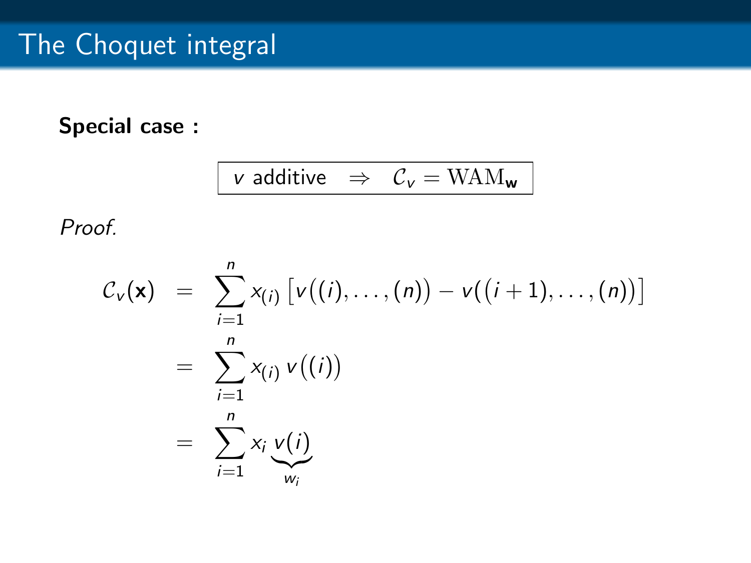# The Choquet integral

**Special case :**

$$\boxed{v \text{ additive} \quad \Rightarrow \quad \mathcal{C}_v = \mathrm{WAM}_{\mathbf{w}}}$$

*Proof.*

$$
\begin{aligned}
\mathcal{C}_v(\mathbf{x}) &= \sum_{i=1}^{n} x_{(i)} \left[ v\big((i), \ldots, (n)\big) - v\big((i+1), \ldots, (n)\big) \right] \\
&= \sum_{i=1}^{n} x_{(i)}\, v\big((i)\big) \\
&= \sum_{i=1}^{n} x_i \underbrace{v(i)}_{w_i}
\end{aligned}
$$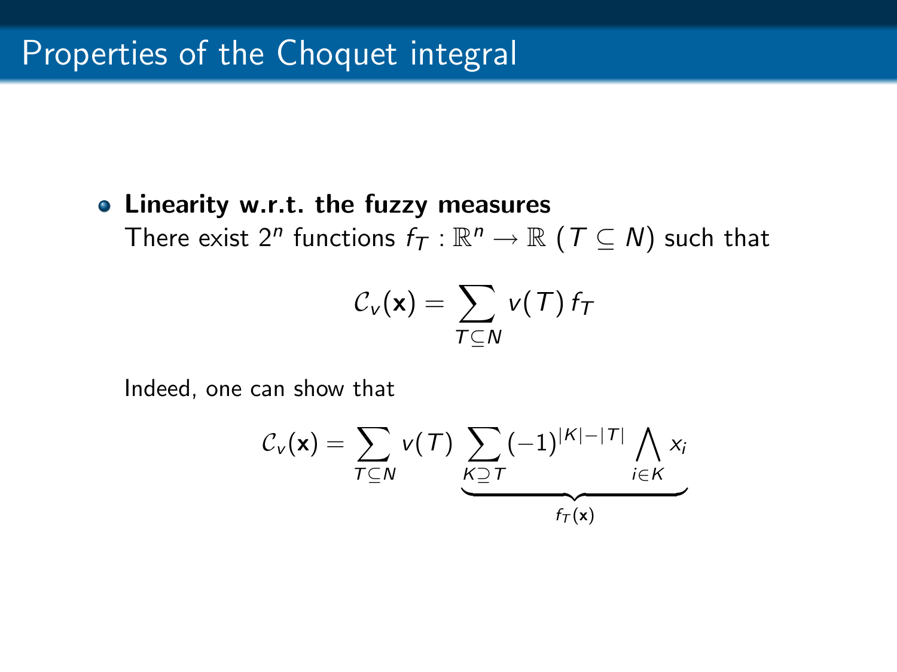# Properties of the Choquet integral

- **Linearity w.r.t. the fuzzy measures**

  There exist $2^n$ functions $f_T : \mathbb{R}^n \to \mathbb{R}$ ($T \subseteq N$) such that

$$\mathcal{C}_v(\mathbf{x}) = \sum_{T \subseteq N} v(T)\, f_T$$

Indeed, one can show that

$$\mathcal{C}_v(\mathbf{x}) = \sum_{T \subseteq N} v(T) \underbrace{\sum_{K \supseteq T} (-1)^{|K|-|T|} \bigwedge_{i \in K} x_i}_{f_T(\mathbf{x})}$$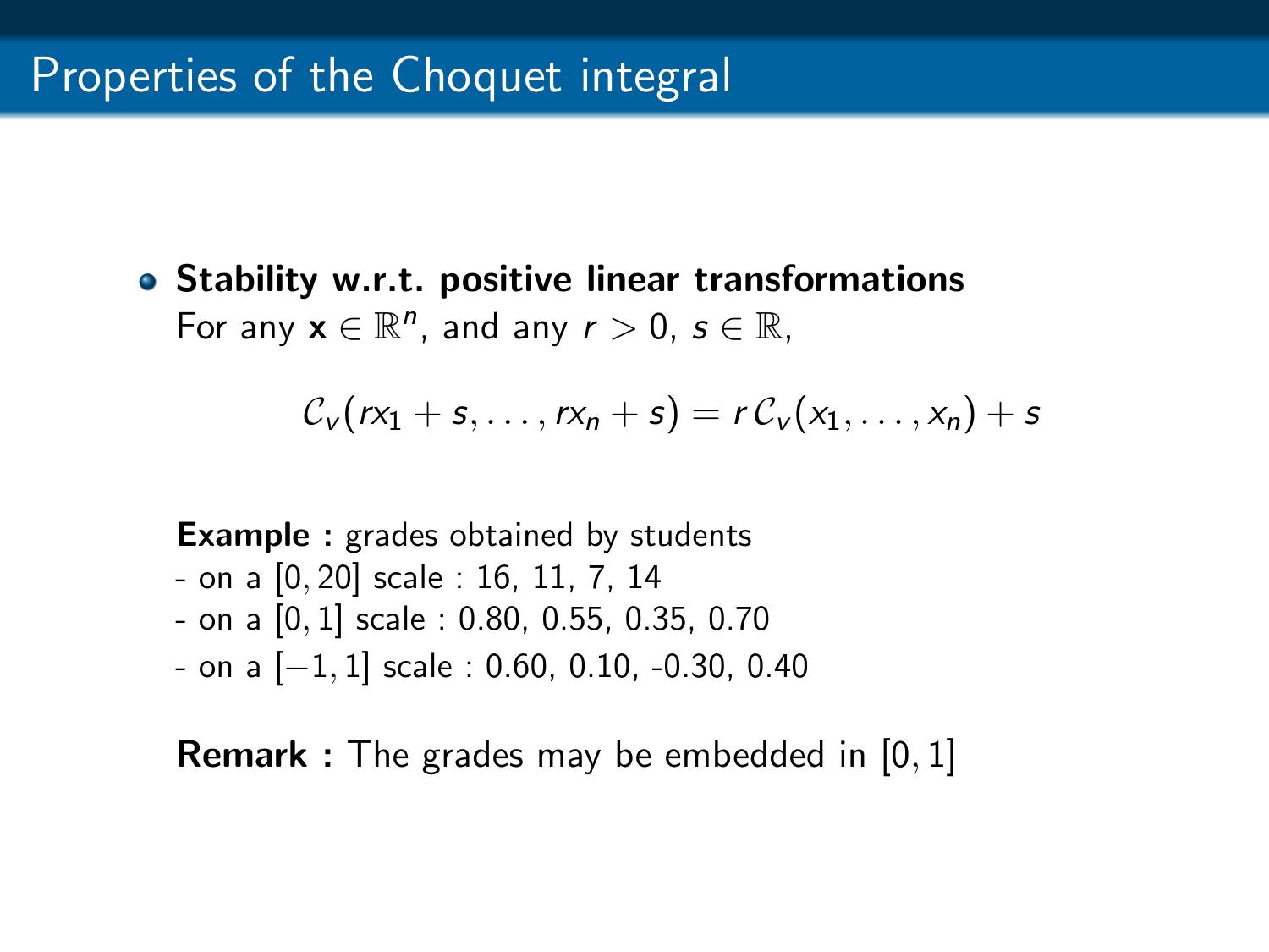# Properties of the Choquet integral

- **Stability w.r.t. positive linear transformations**

  For any $\mathbf{x} \in \mathbb{R}^n$, and any $r > 0$, $s \in \mathbb{R}$,

$$\mathcal{C}_v(rx_1 + s, \ldots, rx_n + s) = r\,\mathcal{C}_v(x_1, \ldots, x_n) + s$$

**Example :** grades obtained by students

- on a $[0, 20]$ scale : 16, 11, 7, 14
- on a $[0, 1]$ scale : 0.80, 0.55, 0.35, 0.70
- on a $[-1, 1]$ scale : 0.60, 0.10, -0.30, 0.40

**Remark :** The grades may be embedded in $[0, 1]$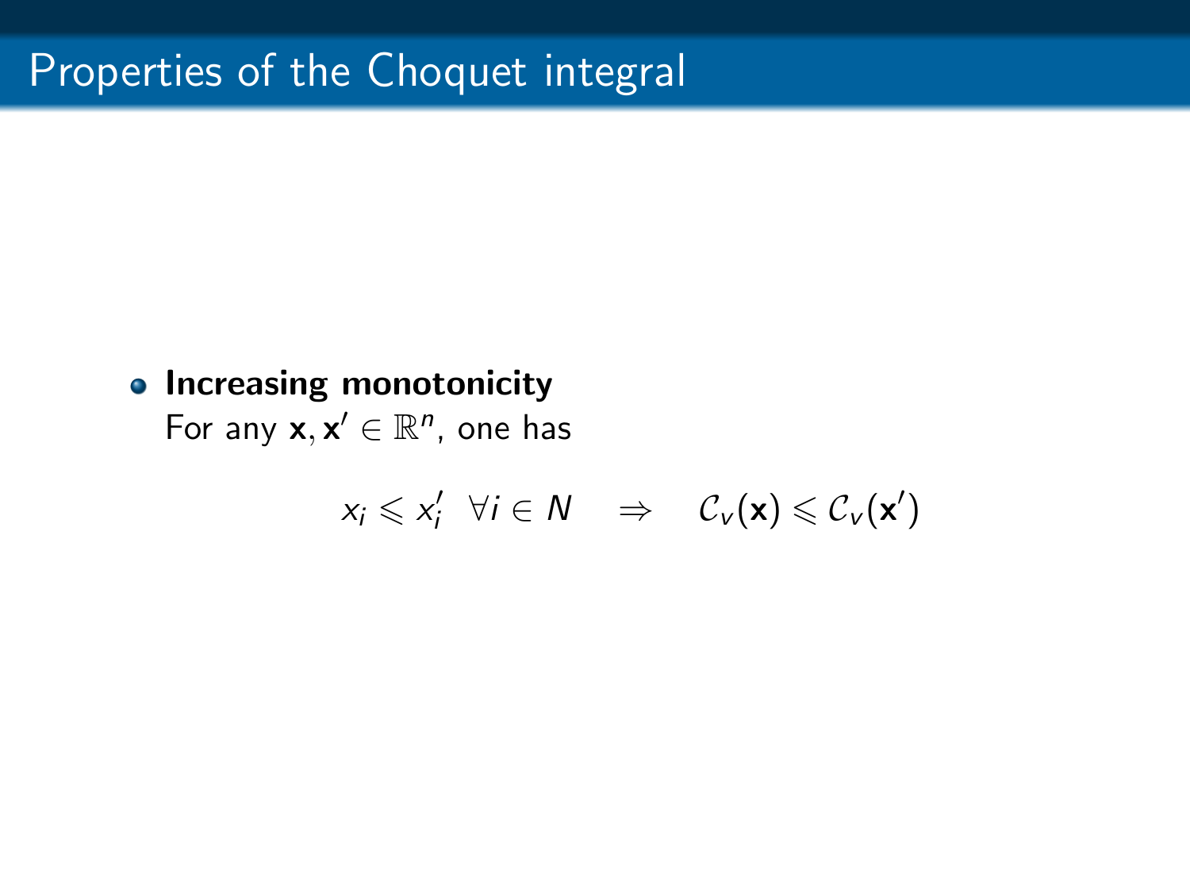# Properties of the Choquet integral

- **Increasing monotonicity**
  For any $\mathbf{x}, \mathbf{x}' \in \mathbb{R}^n$, one has

$$x_i \leqslant x_i' \ \ \forall i \in N \quad \Rightarrow \quad \mathcal{C}_v(\mathbf{x}) \leqslant \mathcal{C}_v(\mathbf{x}')$$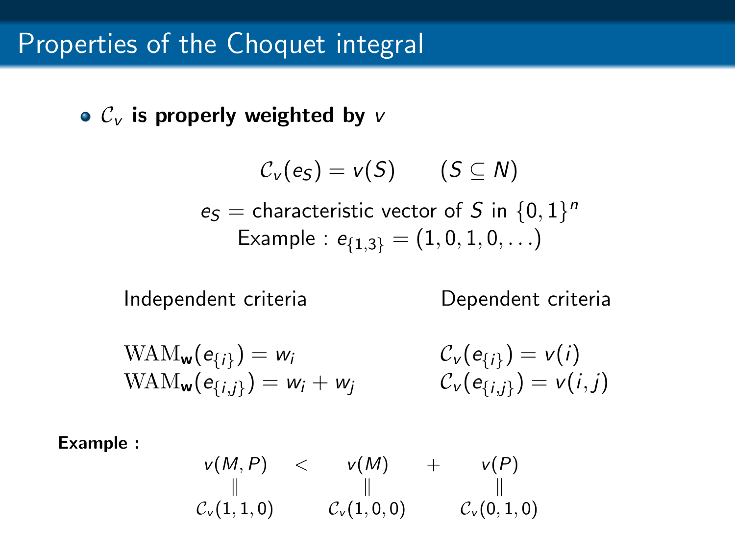# Properties of the Choquet integral

- $\mathcal{C}_v$ **is properly weighted by** $v$

$$\mathcal{C}_v(e_S) = v(S) \qquad (S \subseteq N)$$

$e_S$ = characteristic vector of $S$ in $\{0,1\}^n$

Example : $e_{\{1,3\}} = (1,0,1,0,\ldots)$

| Independent criteria | Dependent criteria |
|---|---|
| $\mathrm{WAM}_{\mathbf{w}}(e_{\{i\}}) = w_i$ | $\mathcal{C}_v(e_{\{i\}}) = v(i)$ |
| $\mathrm{WAM}_{\mathbf{w}}(e_{\{i,j\}}) = w_i + w_j$ | $\mathcal{C}_v(e_{\{i,j\}}) = v(i,j)$ |

**Example :**

$$\underset{\mathcal{C}_v(1,1,0)}{\overset{v(M,P)}{\parallel}} \quad < \quad \underset{\mathcal{C}_v(1,0,0)}{\overset{v(M)}{\parallel}} \quad + \quad \underset{\mathcal{C}_v(0,1,0)}{\overset{v(P)}{\parallel}}$$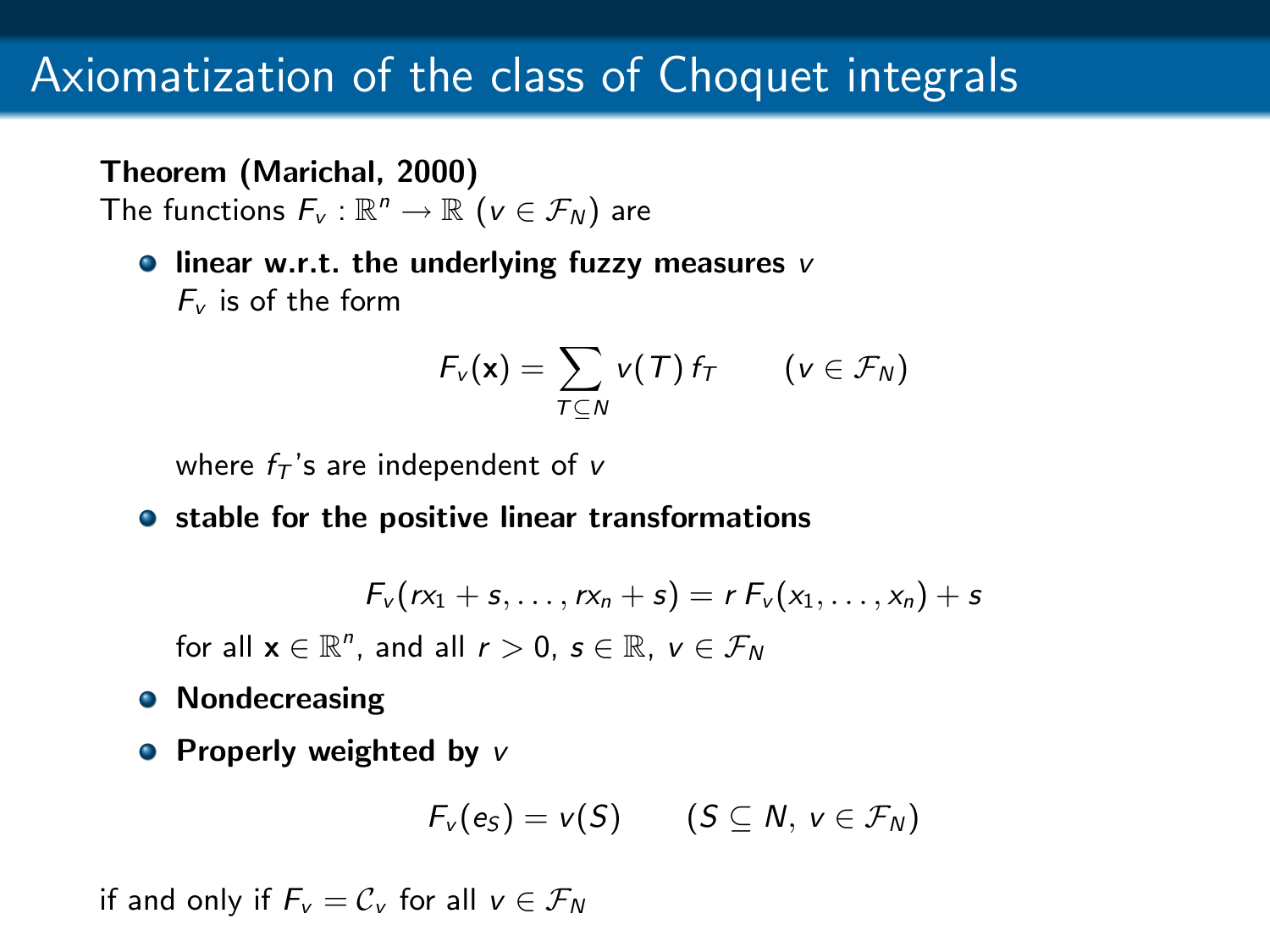# Axiomatization of the class of Choquet integrals

**Theorem (Marichal, 2000)**
The functions $F_v : \mathbb{R}^n \to \mathbb{R}$ ($v \in \mathcal{F}_N$) are

- **linear w.r.t. the underlying fuzzy measures** $v$
  $F_v$ is of the form

$$F_v(\mathbf{x}) = \sum_{T \subseteq N} v(T)\, f_T \qquad (v \in \mathcal{F}_N)$$

  where $f_T$'s are independent of $v$

- **stable for the positive linear transformations**

$$F_v(rx_1 + s, \ldots, rx_n + s) = r\, F_v(x_1, \ldots, x_n) + s$$

  for all $\mathbf{x} \in \mathbb{R}^n$, and all $r > 0$, $s \in \mathbb{R}$, $v \in \mathcal{F}_N$

- **Nondecreasing**

- **Properly weighted by** $v$

$$F_v(e_S) = v(S) \qquad (S \subseteq N,\, v \in \mathcal{F}_N)$$

if and only if $F_v = \mathcal{C}_v$ for all $v \in \mathcal{F}_N$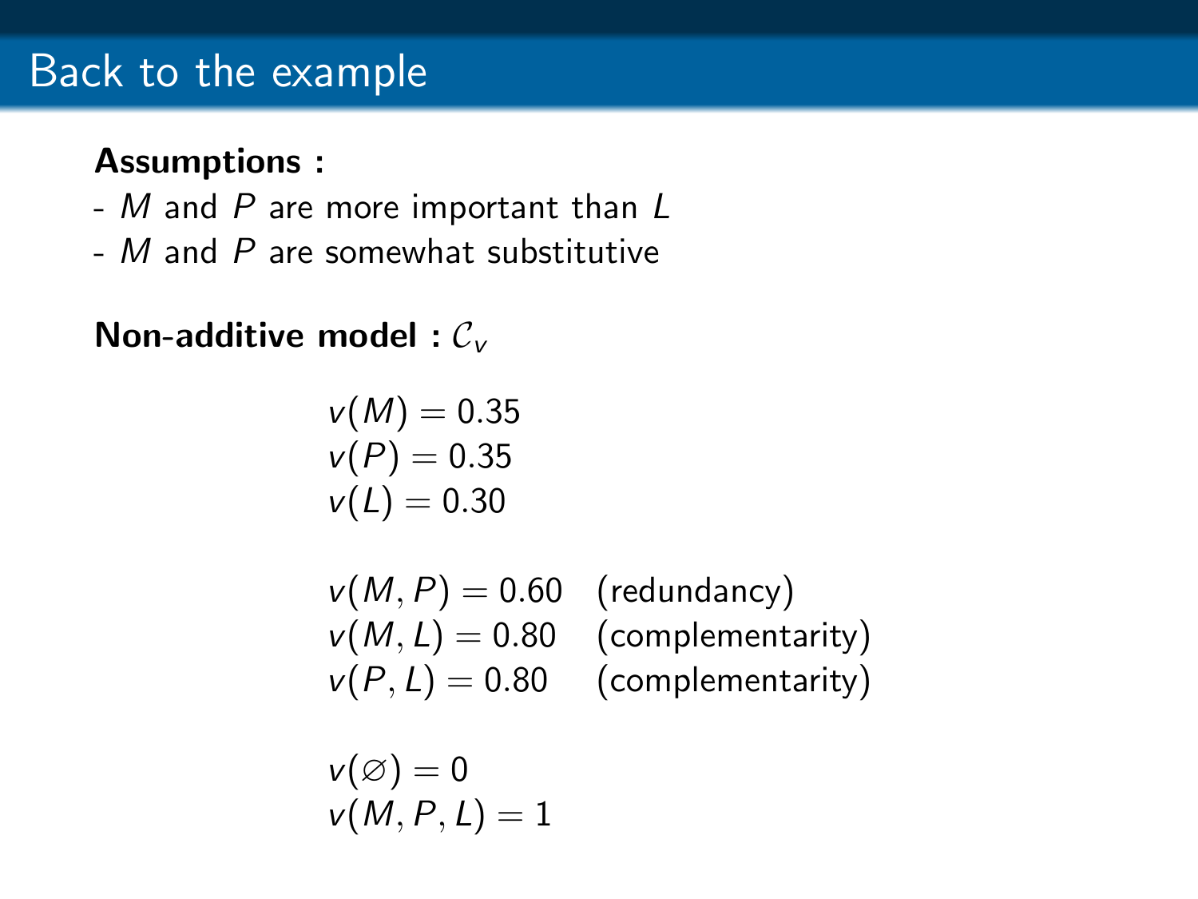# Back to the example

**Assumptions :**

- $M$ and $P$ are more important than $L$
- $M$ and $P$ are somewhat substitutive

**Non-additive model :** $\mathcal{C}_v$

$$
\begin{aligned}
&v(M) = 0.35\\
&v(P) = 0.35\\
&v(L) = 0.30
\end{aligned}
$$

$$
\begin{aligned}
&v(M,P) = 0.60 \quad \text{(redundancy)}\\
&v(M,L) = 0.80 \quad \text{(complementarity)}\\
&v(P,L) = 0.80 \quad \text{(complementarity)}
\end{aligned}
$$

$$
\begin{aligned}
&v(\varnothing) = 0\\
&v(M,P,L) = 1
\end{aligned}
$$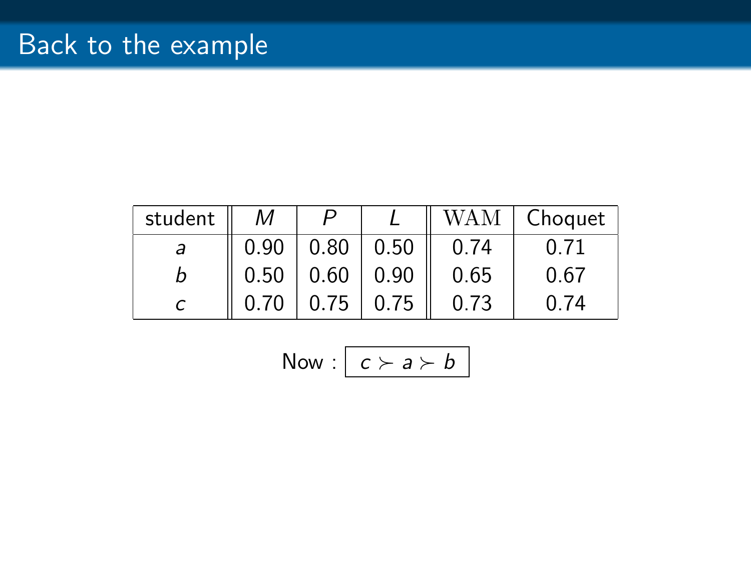# Back to the example

| student | $M$ | $P$ | $L$ | WAM | Choquet |
|---|---|---|---|---|---|
| $a$ | 0.90 | 0.80 | 0.50 | 0.74 | 0.71 |
| $b$ | 0.50 | 0.60 | 0.90 | 0.65 | 0.67 |
| $c$ | 0.70 | 0.75 | 0.75 | 0.73 | 0.74 |

Now : $\boxed{c \succ a \succ b}$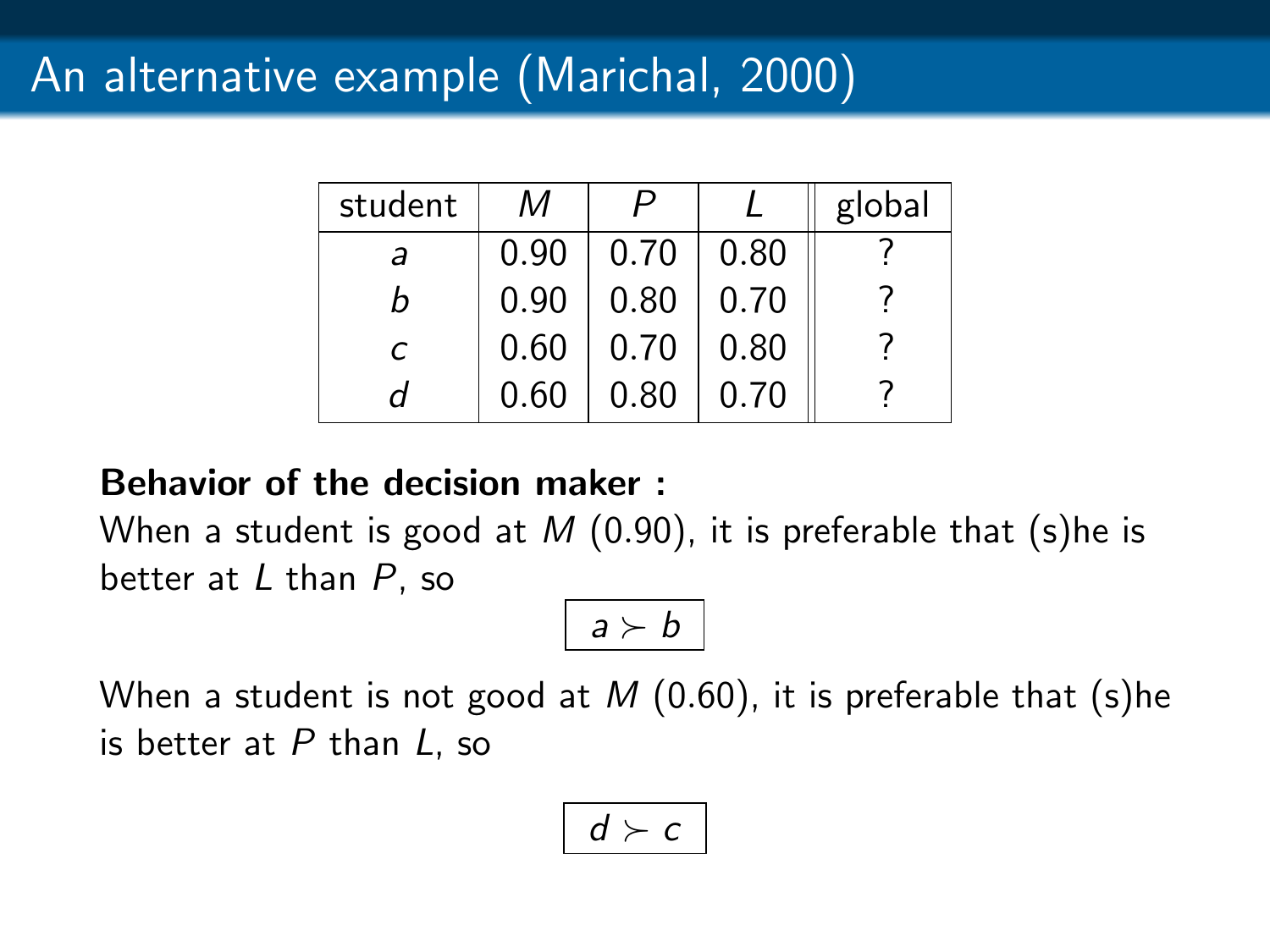# An alternative example (Marichal, 2000)

| student | $M$ | $P$ | $L$ | global |
|---|---|---|---|---|
| $a$ | 0.90 | 0.70 | 0.80 | ? |
| $b$ | 0.90 | 0.80 | 0.70 | ? |
| $c$ | 0.60 | 0.70 | 0.80 | ? |
| $d$ | 0.60 | 0.80 | 0.70 | ? |

**Behavior of the decision maker :**

When a student is good at $M$ (0.90), it is preferable that (s)he is better at $L$ than $P$, so

$$\boxed{a \succ b}$$

When a student is not good at $M$ (0.60), it is preferable that (s)he is better at $P$ than $L$, so

$$\boxed{d \succ c}$$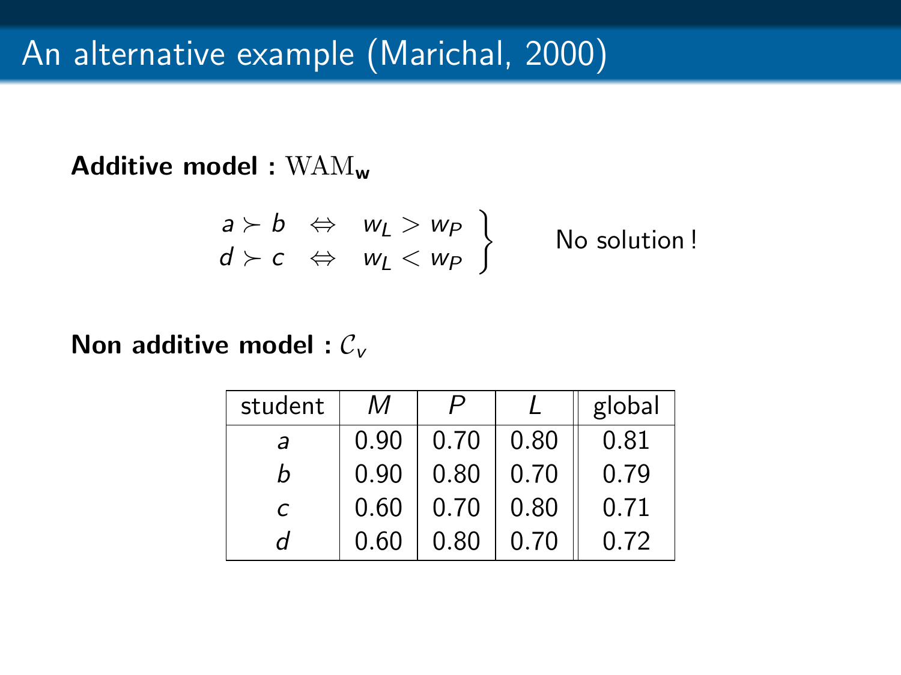# An alternative example (Marichal, 2000)

**Additive model :** $\mathrm{WAM}_{\mathbf{w}}$

$$\left.\begin{array}{lcl} a \succ b & \Leftrightarrow & w_L > w_P \\ d \succ c & \Leftrightarrow & w_L < w_P \end{array}\right\} \qquad \text{No solution !}$$

**Non additive model :** $\mathcal{C}_v$

| student | $M$ | $P$ | $L$ | global |
|---|---|---|---|---|
| $a$ | 0.90 | 0.70 | 0.80 | 0.81 |
| $b$ | 0.90 | 0.80 | 0.70 | 0.79 |
| $c$ | 0.60 | 0.70 | 0.80 | 0.71 |
| $d$ | 0.60 | 0.80 | 0.70 | 0.72 |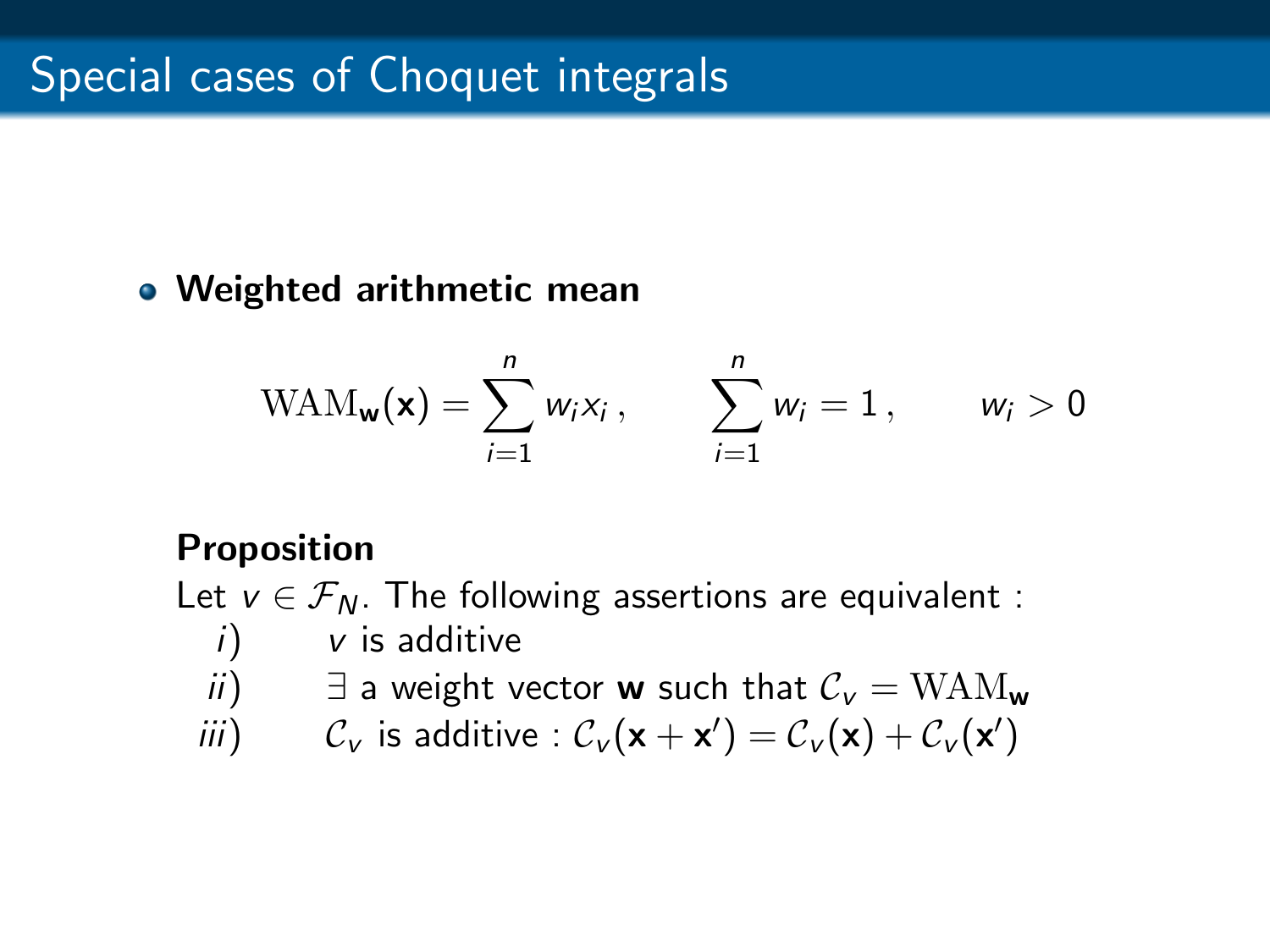# Special cases of Choquet integrals

- **Weighted arithmetic mean**

$$\mathrm{WAM}_{\mathbf{w}}(\mathbf{x}) = \sum_{i=1}^{n} w_i x_i \,, \qquad \sum_{i=1}^{n} w_i = 1 \,, \qquad w_i > 0$$

**Proposition**

Let $v \in \mathcal{F}_N$. The following assertions are equivalent :

*i*) $v$ is additive

*ii*) $\exists$ a weight vector $\mathbf{w}$ such that $\mathcal{C}_v = \mathrm{WAM}_{\mathbf{w}}$

*iii*) $\mathcal{C}_v$ is additive : $\mathcal{C}_v(\mathbf{x} + \mathbf{x}') = \mathcal{C}_v(\mathbf{x}) + \mathcal{C}_v(\mathbf{x}')$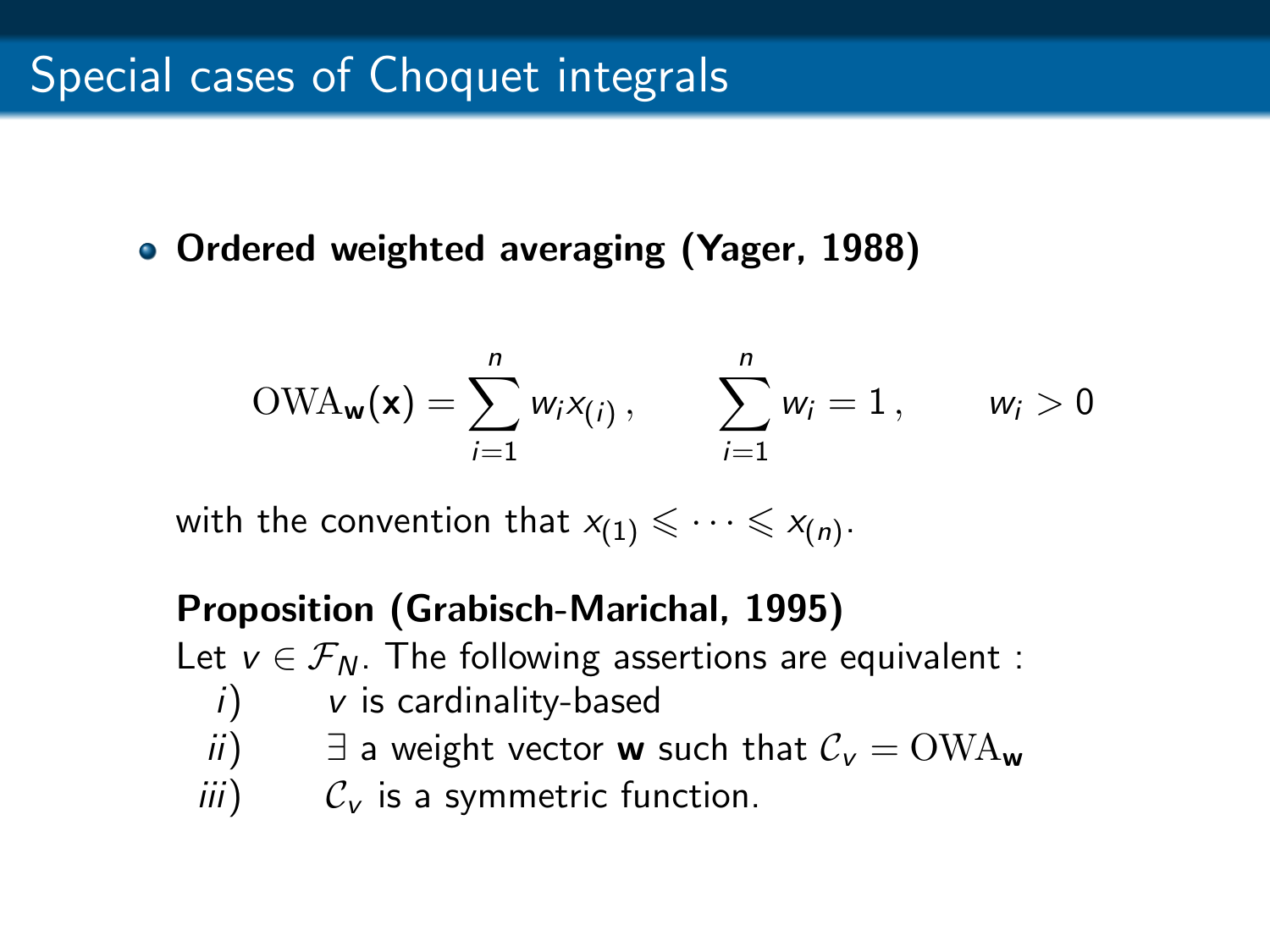# Special cases of Choquet integrals

- **Ordered weighted averaging (Yager, 1988)**

$$\mathrm{OWA}_{\mathbf{w}}(\mathbf{x}) = \sum_{i=1}^{n} w_i x_{(i)}\,, \qquad \sum_{i=1}^{n} w_i = 1\,, \qquad w_i > 0$$

with the convention that $x_{(1)} \leqslant \cdots \leqslant x_{(n)}$.

**Proposition (Grabisch-Marichal, 1995)**

Let $v \in \mathcal{F}_N$. The following assertions are equivalent :

*i*) $v$ is cardinality-based

*ii*) $\exists$ a weight vector $\mathbf{w}$ such that $\mathcal{C}_v = \mathrm{OWA}_{\mathbf{w}}$

*iii*) $\mathcal{C}_v$ is a symmetric function.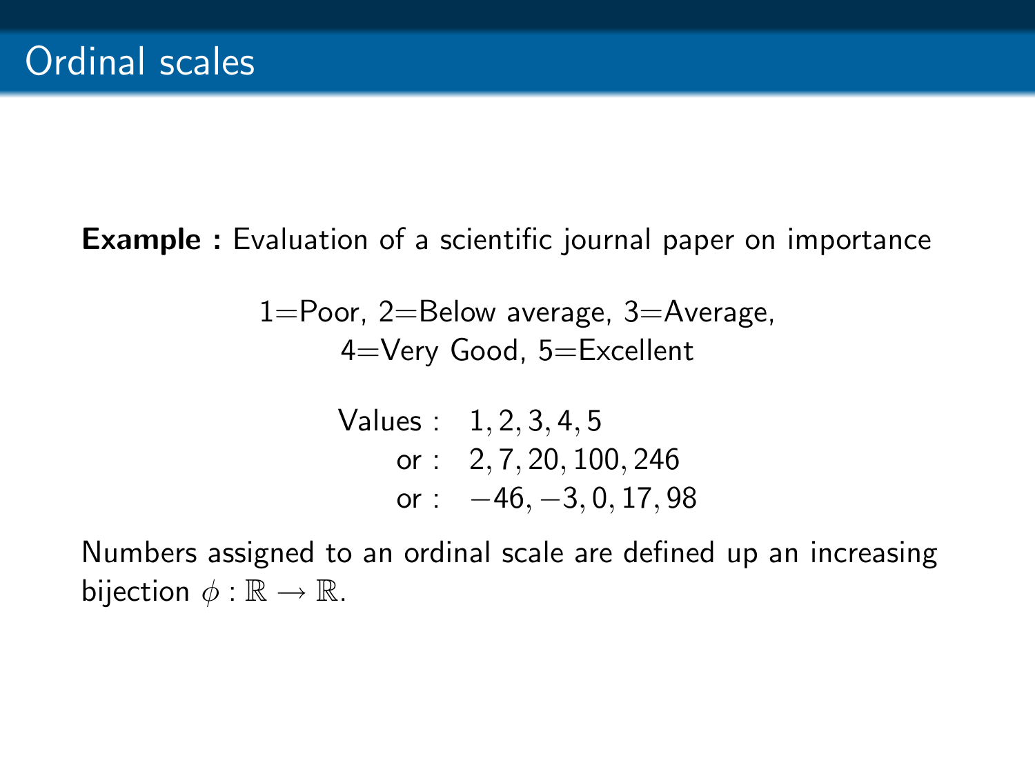# Ordinal scales

**Example :** Evaluation of a scientific journal paper on importance

1=Poor, 2=Below average, 3=Average,
4=Very Good, 5=Excellent

$$
\begin{aligned}
\text{Values :} \quad & 1, 2, 3, 4, 5 \\
\text{or :} \quad & 2, 7, 20, 100, 246 \\
\text{or :} \quad & -46, -3, 0, 17, 98
\end{aligned}
$$

Numbers assigned to an ordinal scale are defined up an increasing bijection $\phi : \mathbb{R} \to \mathbb{R}$.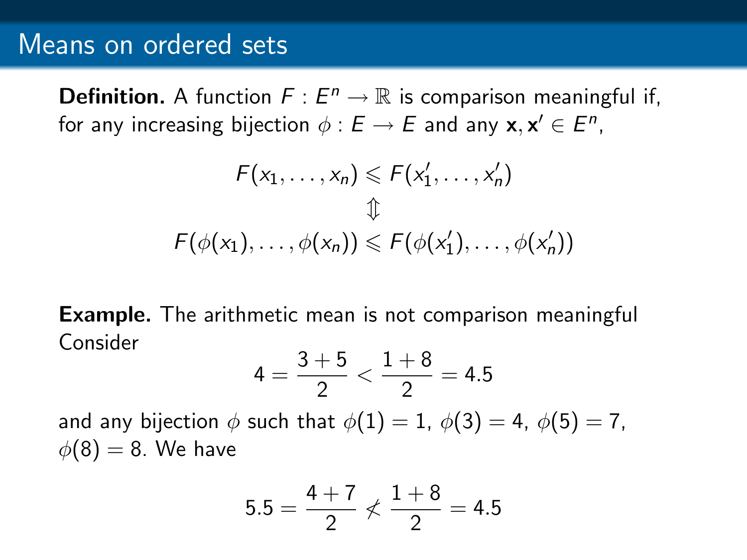# Means on ordered sets

**Definition.** A function $F : E^n \to \mathbb{R}$ is comparison meaningful if, for any increasing bijection $\phi : E \to E$ and any $\mathbf{x}, \mathbf{x}' \in E^n$,

$$F(x_1, \ldots, x_n) \leqslant F(x'_1, \ldots, x'_n)$$
$$\Updownarrow$$
$$F(\phi(x_1), \ldots, \phi(x_n)) \leqslant F(\phi(x'_1), \ldots, \phi(x'_n))$$

**Example.** The arithmetic mean is not comparison meaningful Consider

$$4 = \frac{3+5}{2} < \frac{1+8}{2} = 4.5$$

and any bijection $\phi$ such that $\phi(1) = 1$, $\phi(3) = 4$, $\phi(5) = 7$, $\phi(8) = 8$. We have

$$5.5 = \frac{4+7}{2} \not< \frac{1+8}{2} = 4.5$$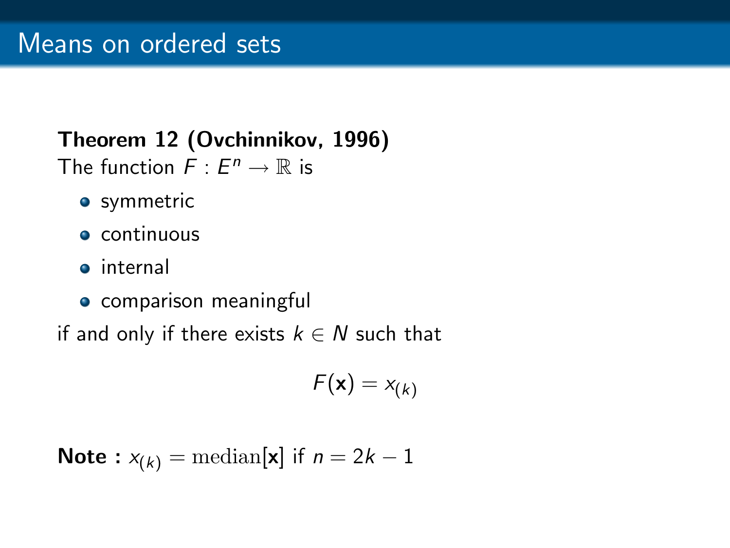# Means on ordered sets

**Theorem 12 (Ovchinnikov, 1996)**
The function $F : E^n \to \mathbb{R}$ is

- symmetric
- continuous
- internal
- comparison meaningful

if and only if there exists $k \in N$ such that

$$F(\mathbf{x}) = x_{(k)}$$

**Note :** $x_{(k)} = \mathrm{median}[\mathbf{x}]$ if $n = 2k - 1$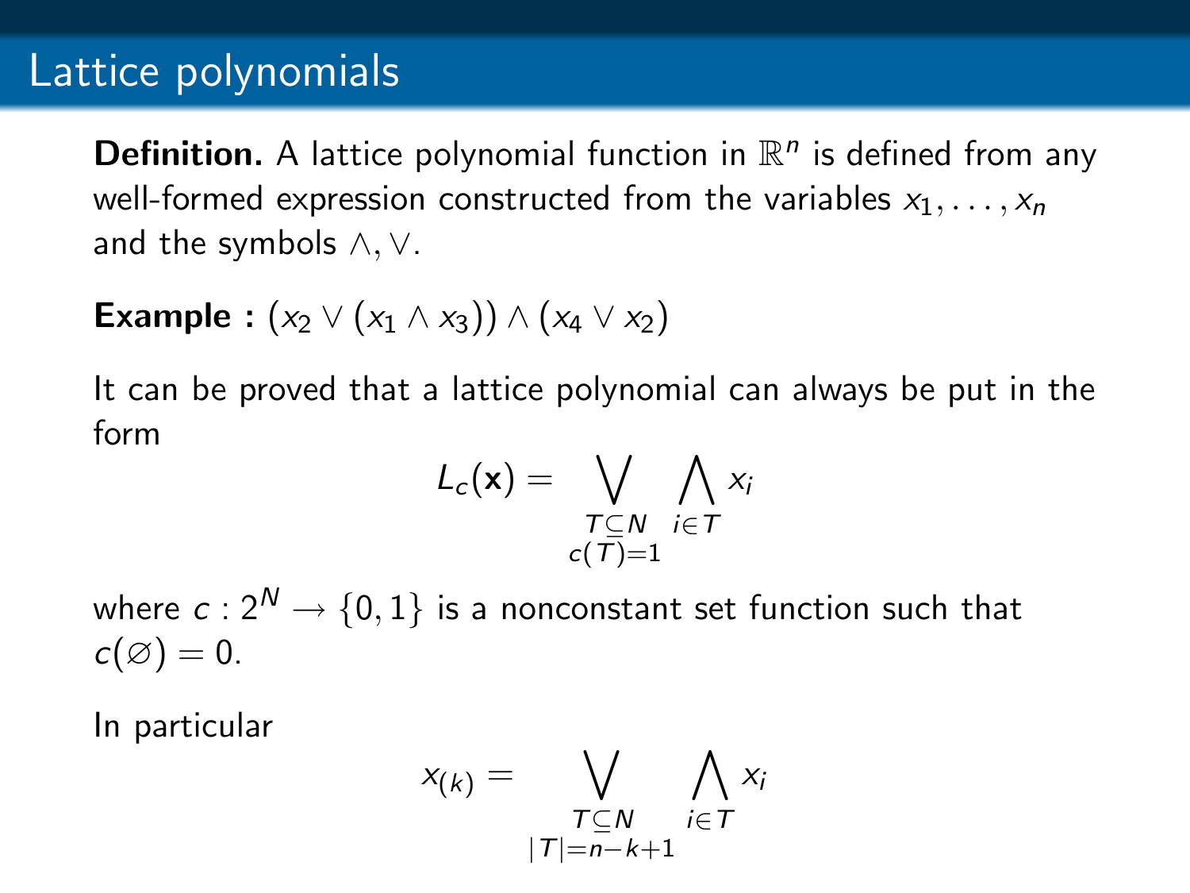# Lattice polynomials

**Definition.** A lattice polynomial function in $\mathbb{R}^n$ is defined from any well-formed expression constructed from the variables $x_1, \ldots, x_n$ and the symbols $\wedge, \vee$.

**Example :** $(x_2 \vee (x_1 \wedge x_3)) \wedge (x_4 \vee x_2)$

It can be proved that a lattice polynomial can always be put in the form

$$L_c(\mathbf{x}) = \bigvee_{\substack{T \subseteq N \\ c(T)=1}} \bigwedge_{i \in T} x_i$$

where $c : 2^N \to \{0,1\}$ is a nonconstant set function such that $c(\varnothing) = 0$.

In particular

$$x_{(k)} = \bigvee_{\substack{T \subseteq N \\ |T|=n-k+1}} \bigwedge_{i \in T} x_i$$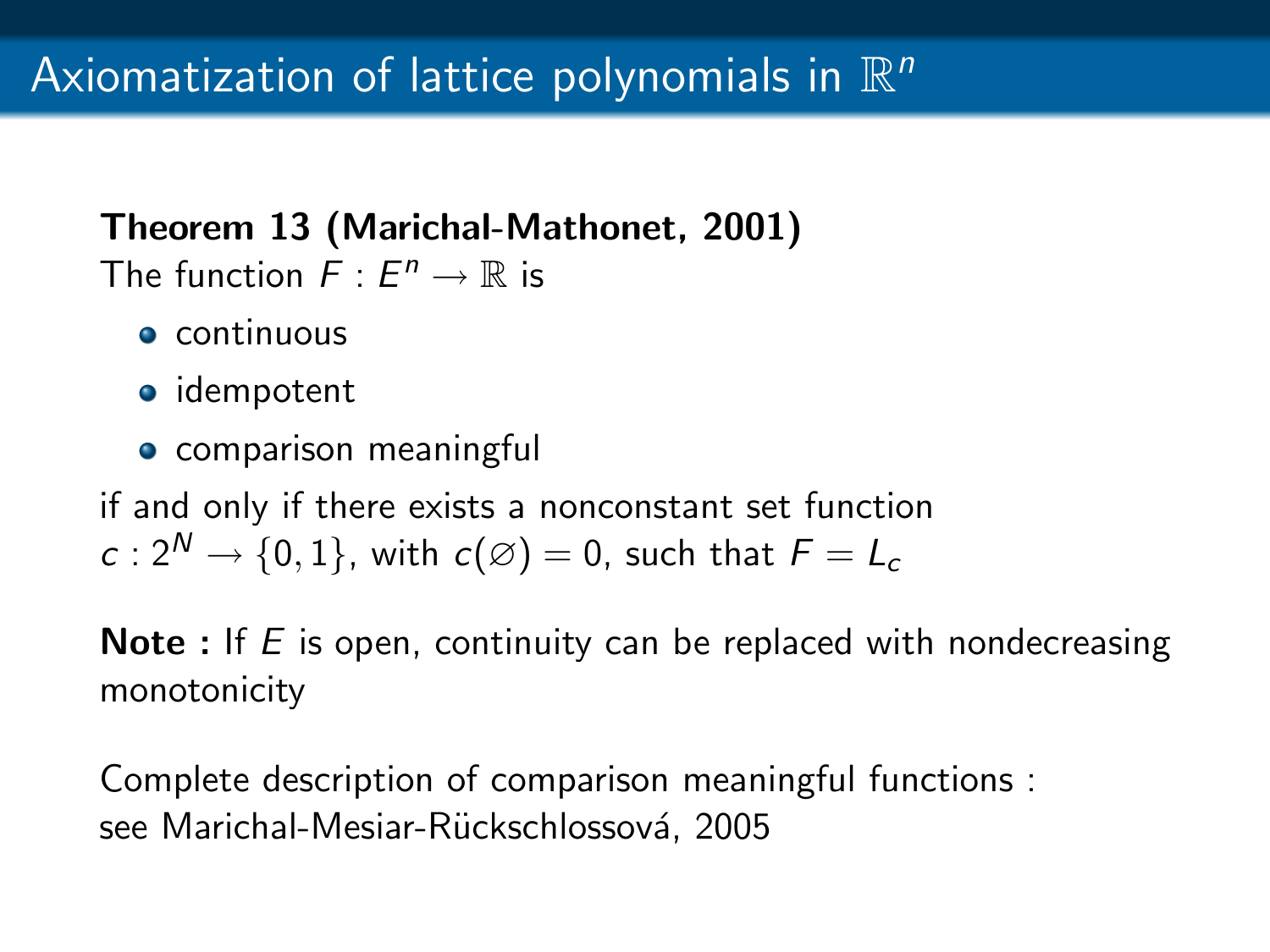# Axiomatization of lattice polynomials in $\mathbb{R}^n$

**Theorem 13 (Marichal-Mathonet, 2001)**
The function $F : E^n \to \mathbb{R}$ is

- continuous
- idempotent
- comparison meaningful

if and only if there exists a nonconstant set function $c : 2^N \to \{0, 1\}$, with $c(\varnothing) = 0$, such that $F = L_c$

**Note :** If $E$ is open, continuity can be replaced with nondecreasing monotonicity

Complete description of comparison meaningful functions : see Marichal-Mesiar-Rückschlossová, 2005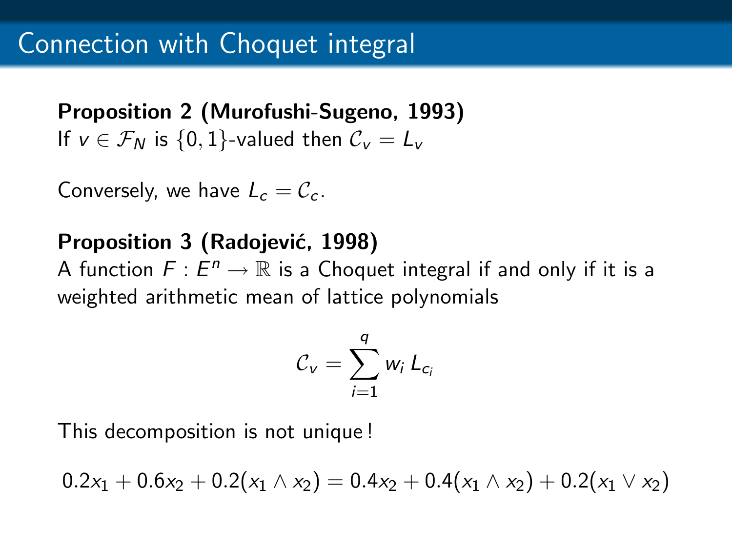# Connection with Choquet integral

**Proposition 2 (Murofushi-Sugeno, 1993)**
If $v \in \mathcal{F}_N$ is $\{0,1\}$-valued then $\mathcal{C}_v = L_v$

Conversely, we have $L_c = \mathcal{C}_c$.

**Proposition 3 (Radojević, 1998)**
A function $F : E^n \to \mathbb{R}$ is a Choquet integral if and only if it is a weighted arithmetic mean of lattice polynomials

$$\mathcal{C}_v = \sum_{i=1}^{q} w_i \, L_{c_i}$$

This decomposition is not unique !

$$0.2x_1 + 0.6x_2 + 0.2(x_1 \wedge x_2) = 0.4x_2 + 0.4(x_1 \wedge x_2) + 0.2(x_1 \vee x_2)$$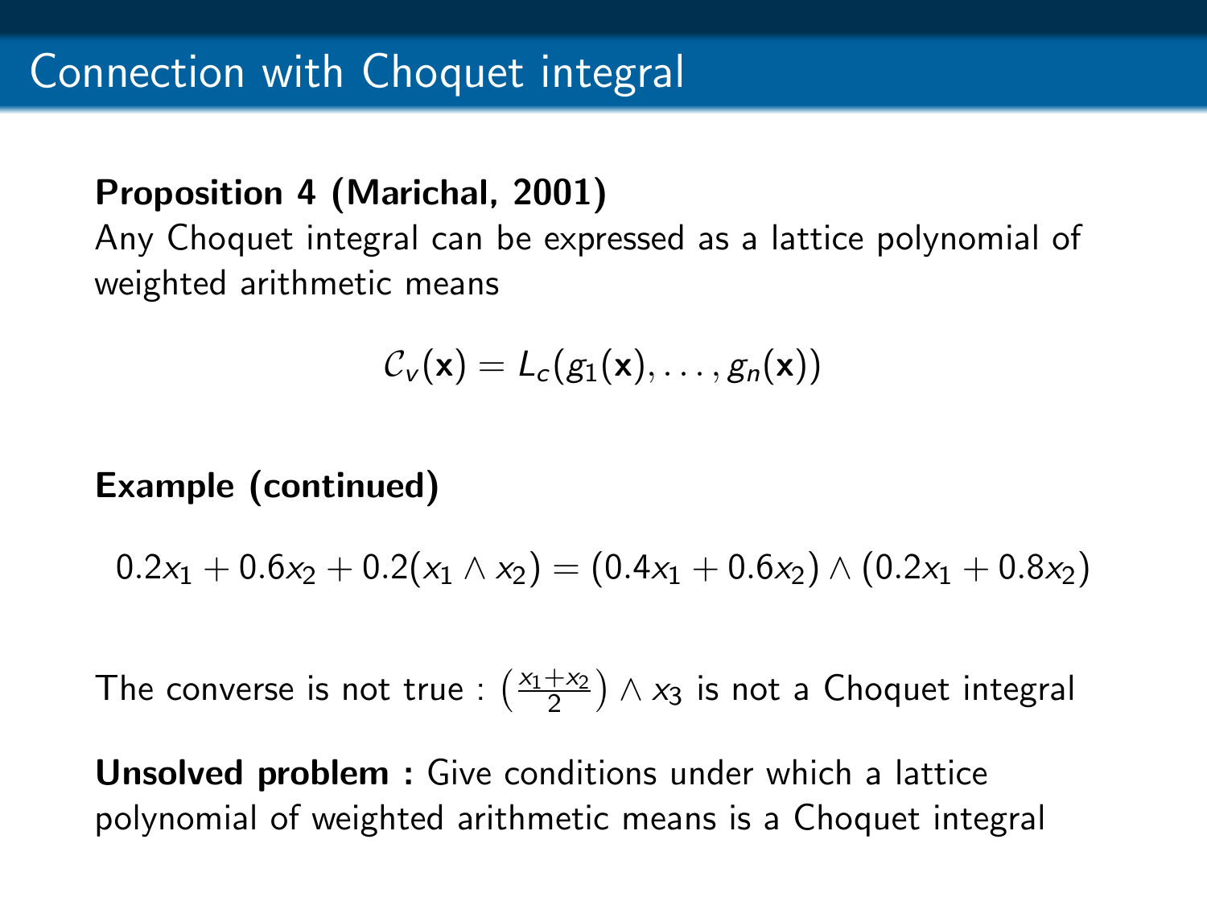# Connection with Choquet integral

**Proposition 4 (Marichal, 2001)**
Any Choquet integral can be expressed as a lattice polynomial of weighted arithmetic means

$$\mathcal{C}_v(\mathbf{x}) = L_c(g_1(\mathbf{x}), \ldots, g_n(\mathbf{x}))$$

**Example (continued)**

$$0.2x_1 + 0.6x_2 + 0.2(x_1 \wedge x_2) = (0.4x_1 + 0.6x_2) \wedge (0.2x_1 + 0.8x_2)$$

The converse is not true : $\left(\frac{x_1+x_2}{2}\right) \wedge x_3$ is not a Choquet integral

**Unsolved problem :** Give conditions under which a lattice polynomial of weighted arithmetic means is a Choquet integral